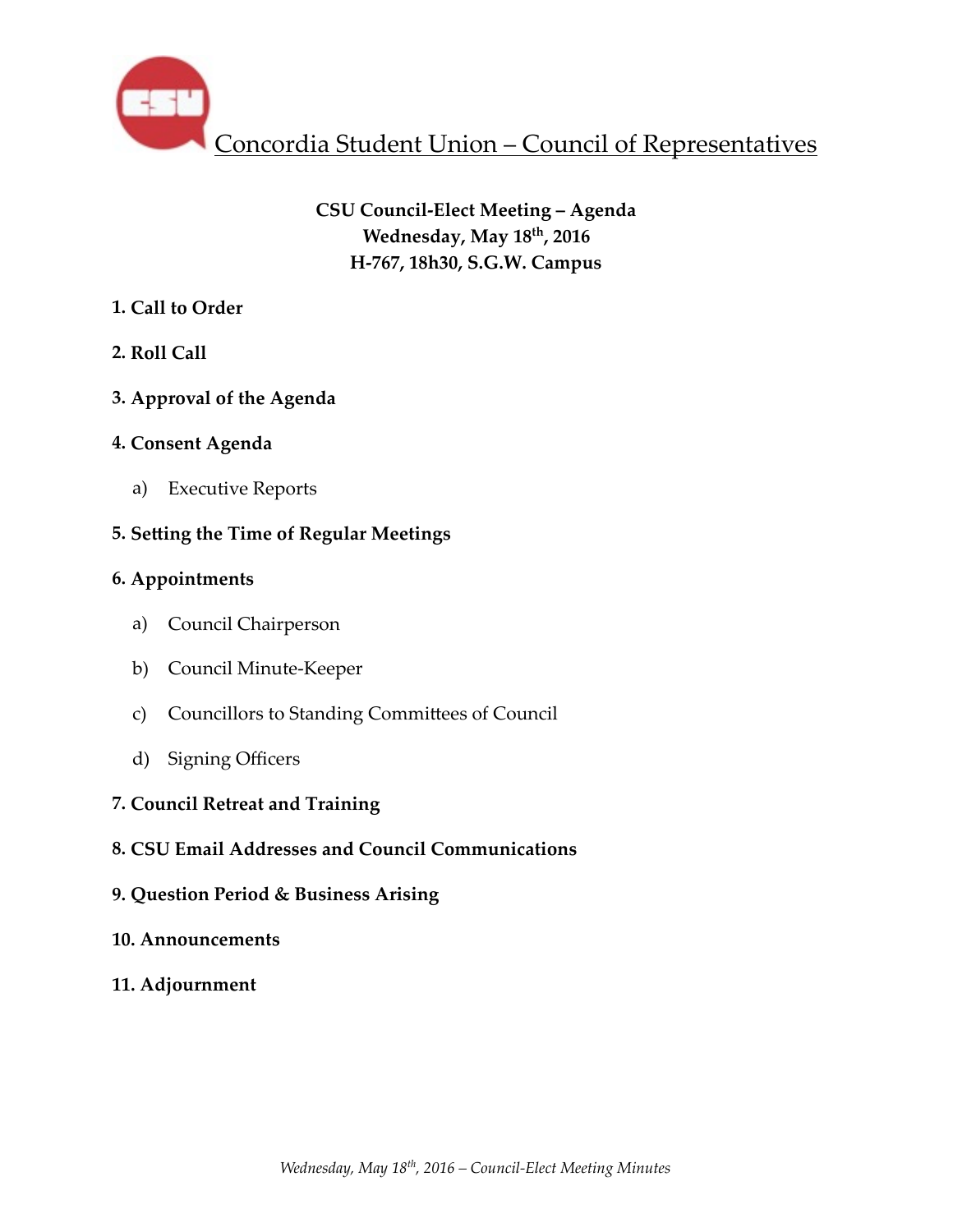# Concordia Student Union – Council of Representatives

**CSU Council-Elect Meeting – Agenda**
**Wednesday, May 18th, 2016**
**H-767, 18h30, S.G.W. Campus**

**1. Call to Order**

**2. Roll Call**

**3. Approval of the Agenda**

**4. Consent Agenda**

a) Executive Reports

**5. Setting the Time of Regular Meetings**

**6. Appointments**

a) Council Chairperson

b) Council Minute-Keeper

c) Councillors to Standing Committees of Council

d) Signing Officers

**7. Council Retreat and Training**

**8. CSU Email Addresses and Council Communications**

**9. Question Period & Business Arising**

**10. Announcements**

**11. Adjournment**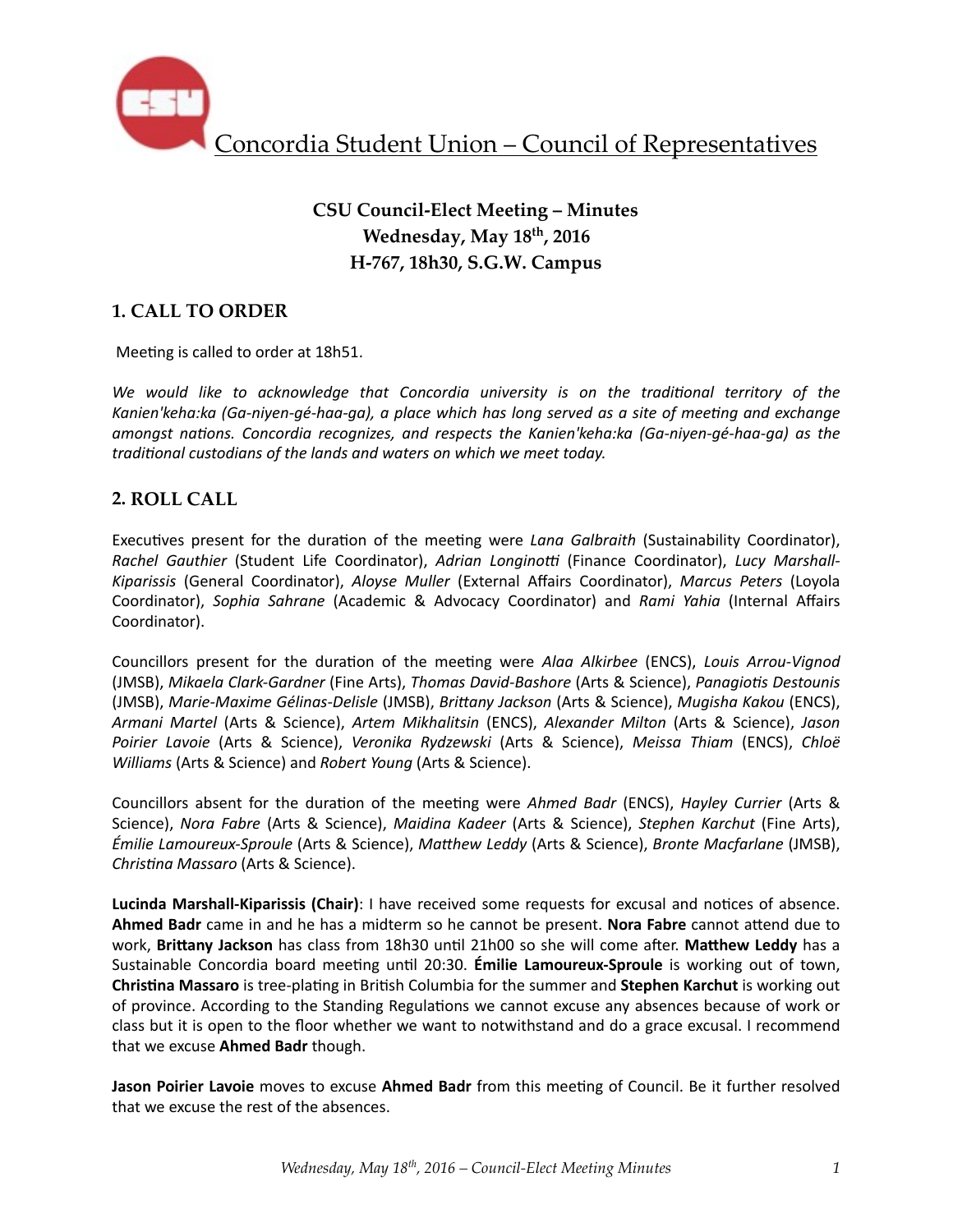Concordia Student Union – Council of Representatives

**CSU Council-Elect Meeting – Minutes**
**Wednesday, May 18th, 2016**
**H-767, 18h30, S.G.W. Campus**

## 1. CALL TO ORDER

Meeting is called to order at 18h51.

*We would like to acknowledge that Concordia university is on the traditional territory of the Kanien'keha:ka (Ga-niyen-gé-haa-ga), a place which has long served as a site of meeting and exchange amongst nations. Concordia recognizes, and respects the Kanien'keha:ka (Ga-niyen-gé-haa-ga) as the traditional custodians of the lands and waters on which we meet today.*

## 2. ROLL CALL

Executives present for the duration of the meeting were *Lana Galbraith* (Sustainability Coordinator), *Rachel Gauthier* (Student Life Coordinator), *Adrian Longinotti* (Finance Coordinator), *Lucy Marshall-Kiparissis* (General Coordinator), *Aloyse Muller* (External Affairs Coordinator), *Marcus Peters* (Loyola Coordinator), *Sophia Sahrane* (Academic & Advocacy Coordinator) and *Rami Yahia* (Internal Affairs Coordinator).

Councillors present for the duration of the meeting were *Alaa Alkirbee* (ENCS), *Louis Arrou-Vignod* (JMSB), *Mikaela Clark-Gardner* (Fine Arts), *Thomas David-Bashore* (Arts & Science), *Panagiotis Destounis* (JMSB), *Marie-Maxime Gélinas-Delisle* (JMSB), *Brittany Jackson* (Arts & Science), *Mugisha Kakou* (ENCS), *Armani Martel* (Arts & Science), *Artem Mikhalitsin* (ENCS), *Alexander Milton* (Arts & Science), *Jason Poirier Lavoie* (Arts & Science), *Veronika Rydzewski* (Arts & Science), *Meissa Thiam* (ENCS), *Chloë Williams* (Arts & Science) and *Robert Young* (Arts & Science).

Councillors absent for the duration of the meeting were *Ahmed Badr* (ENCS), *Hayley Currier* (Arts & Science), *Nora Fabre* (Arts & Science), *Maidina Kadeer* (Arts & Science), *Stephen Karchut* (Fine Arts), *Émilie Lamoureux-Sproule* (Arts & Science), *Matthew Leddy* (Arts & Science), *Bronte Macfarlane* (JMSB), *Christina Massaro* (Arts & Science).

**Lucinda Marshall-Kiparissis (Chair)**: I have received some requests for excusal and notices of absence. **Ahmed Badr** came in and he has a midterm so he cannot be present. **Nora Fabre** cannot attend due to work, **Brittany Jackson** has class from 18h30 until 21h00 so she will come after. **Matthew Leddy** has a Sustainable Concordia board meeting until 20:30. **Émilie Lamoureux-Sproule** is working out of town, **Christina Massaro** is tree-plating in British Columbia for the summer and **Stephen Karchut** is working out of province. According to the Standing Regulations we cannot excuse any absences because of work or class but it is open to the floor whether we want to notwithstand and do a grace excusal. I recommend that we excuse **Ahmed Badr** though.

**Jason Poirier Lavoie** moves to excuse **Ahmed Badr** from this meeting of Council. Be it further resolved that we excuse the rest of the absences.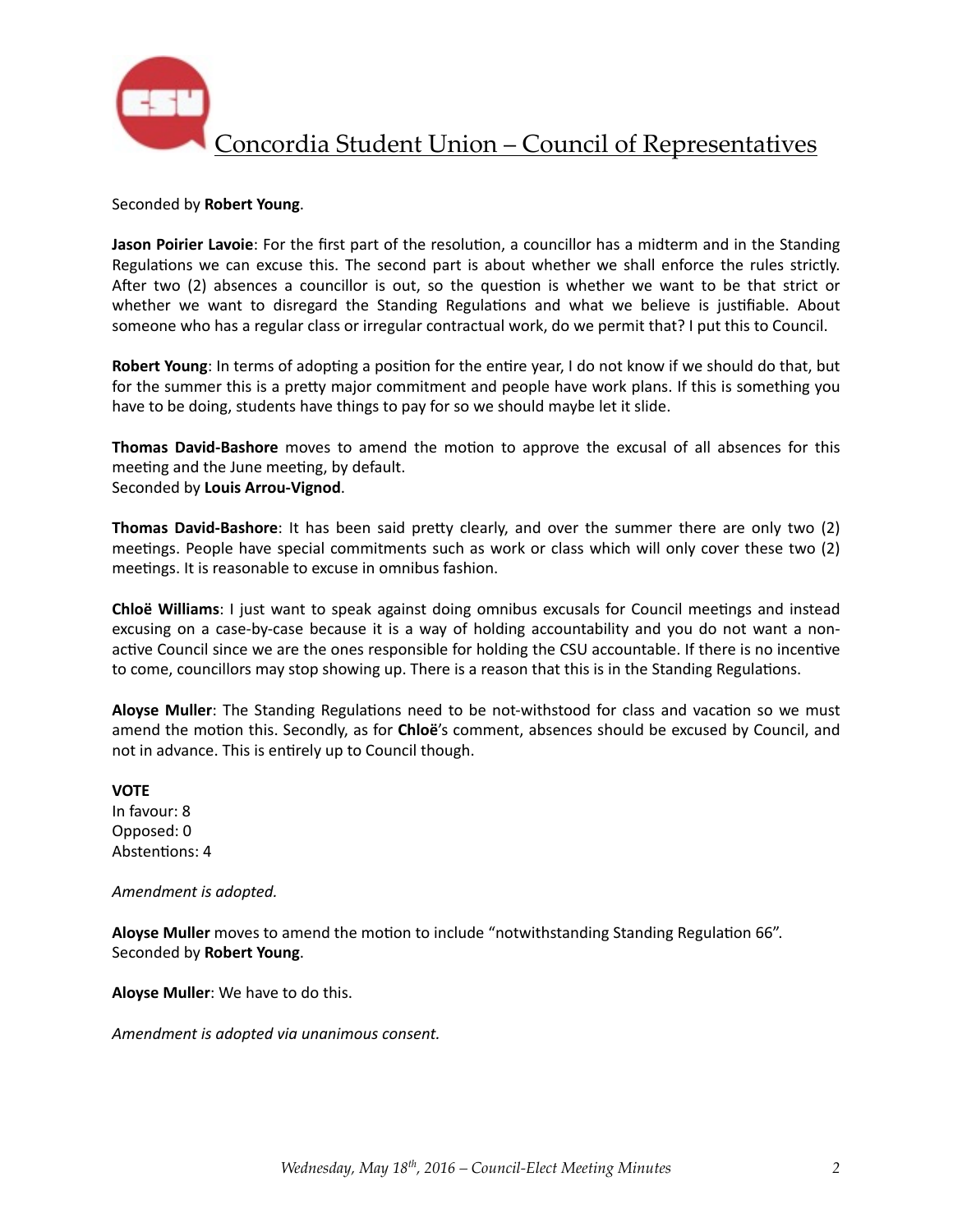Seconded by **Robert Young**.

**Jason Poirier Lavoie**: For the first part of the resolution, a councillor has a midterm and in the Standing Regulations we can excuse this. The second part is about whether we shall enforce the rules strictly. After two (2) absences a councillor is out, so the question is whether we want to be that strict or whether we want to disregard the Standing Regulations and what we believe is justifiable. About someone who has a regular class or irregular contractual work, do we permit that? I put this to Council.

**Robert Young**: In terms of adopting a position for the entire year, I do not know if we should do that, but for the summer this is a pretty major commitment and people have work plans. If this is something you have to be doing, students have things to pay for so we should maybe let it slide.

**Thomas David-Bashore** moves to amend the motion to approve the excusal of all absences for this meeting and the June meeting, by default.
Seconded by **Louis Arrou-Vignod**.

**Thomas David-Bashore**: It has been said pretty clearly, and over the summer there are only two (2) meetings. People have special commitments such as work or class which will only cover these two (2) meetings. It is reasonable to excuse in omnibus fashion.

**Chloë Williams**: I just want to speak against doing omnibus excusals for Council meetings and instead excusing on a case-by-case because it is a way of holding accountability and you do not want a non-active Council since we are the ones responsible for holding the CSU accountable. If there is no incentive to come, councillors may stop showing up. There is a reason that this is in the Standing Regulations.

**Aloyse Muller**: The Standing Regulations need to be not-withstood for class and vacation so we must amend the motion this. Secondly, as for **Chloë**'s comment, absences should be excused by Council, and not in advance. This is entirely up to Council though.

**VOTE**
In favour: 8
Opposed: 0
Abstentions: 4

*Amendment is adopted.*

**Aloyse Muller** moves to amend the motion to include "notwithstanding Standing Regulation 66".
Seconded by **Robert Young**.

**Aloyse Muller**: We have to do this.

*Amendment is adopted via unanimous consent.*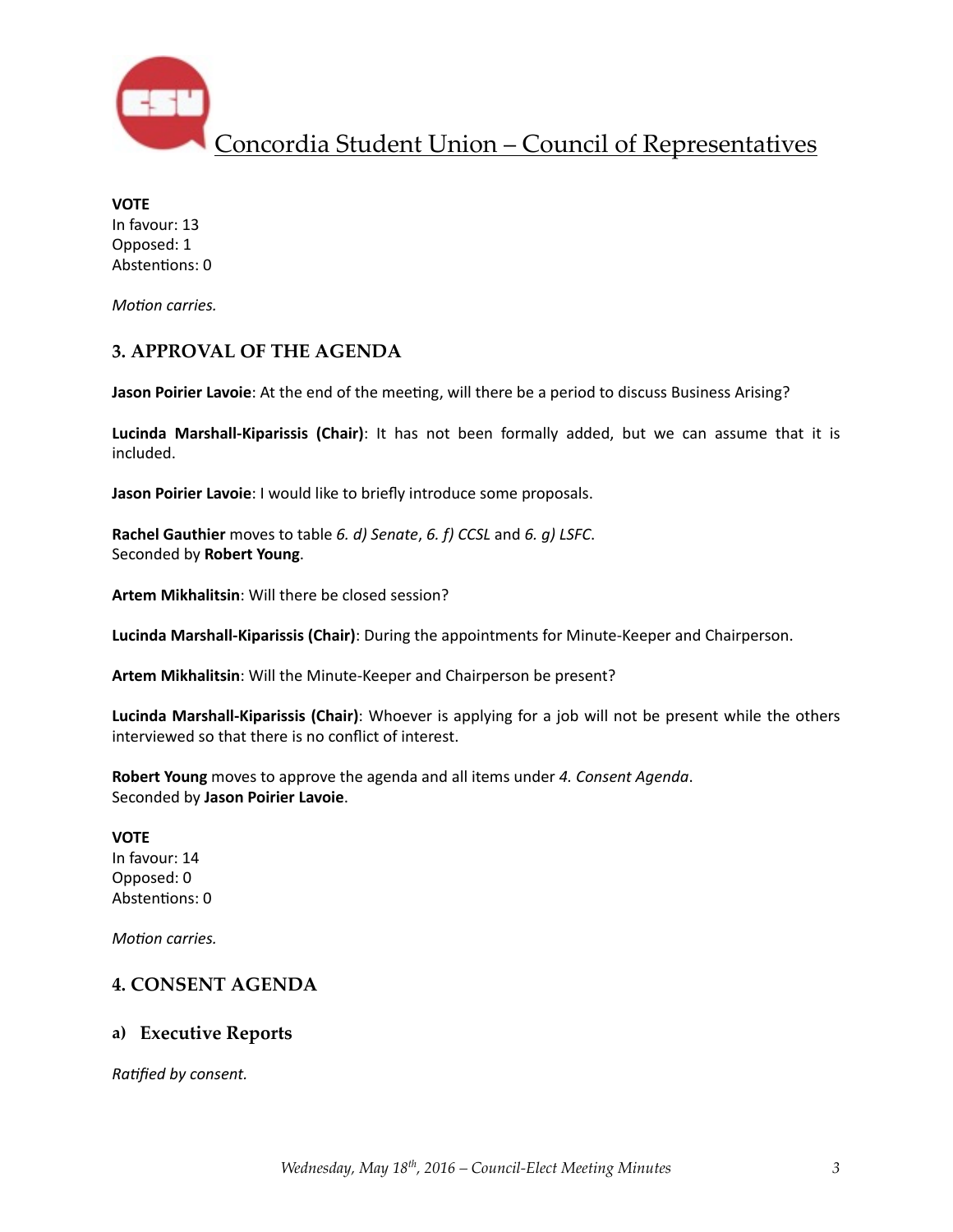**VOTE**
In favour: 13
Opposed: 1
Abstentions: 0

*Motion carries.*

## 3. APPROVAL OF THE AGENDA

**Jason Poirier Lavoie**: At the end of the meeting, will there be a period to discuss Business Arising?

**Lucinda Marshall-Kiparissis (Chair)**: It has not been formally added, but we can assume that it is included.

**Jason Poirier Lavoie**: I would like to briefly introduce some proposals.

**Rachel Gauthier** moves to table *6. d) Senate*, *6. f) CCSL* and *6. g) LSFC*.
Seconded by **Robert Young**.

**Artem Mikhalitsin**: Will there be closed session?

**Lucinda Marshall-Kiparissis (Chair)**: During the appointments for Minute-Keeper and Chairperson.

**Artem Mikhalitsin**: Will the Minute-Keeper and Chairperson be present?

**Lucinda Marshall-Kiparissis (Chair)**: Whoever is applying for a job will not be present while the others interviewed so that there is no conflict of interest.

**Robert Young** moves to approve the agenda and all items under *4. Consent Agenda*.
Seconded by **Jason Poirier Lavoie**.

**VOTE**
In favour: 14
Opposed: 0
Abstentions: 0

*Motion carries.*

## 4. CONSENT AGENDA

### a) Executive Reports

*Ratified by consent.*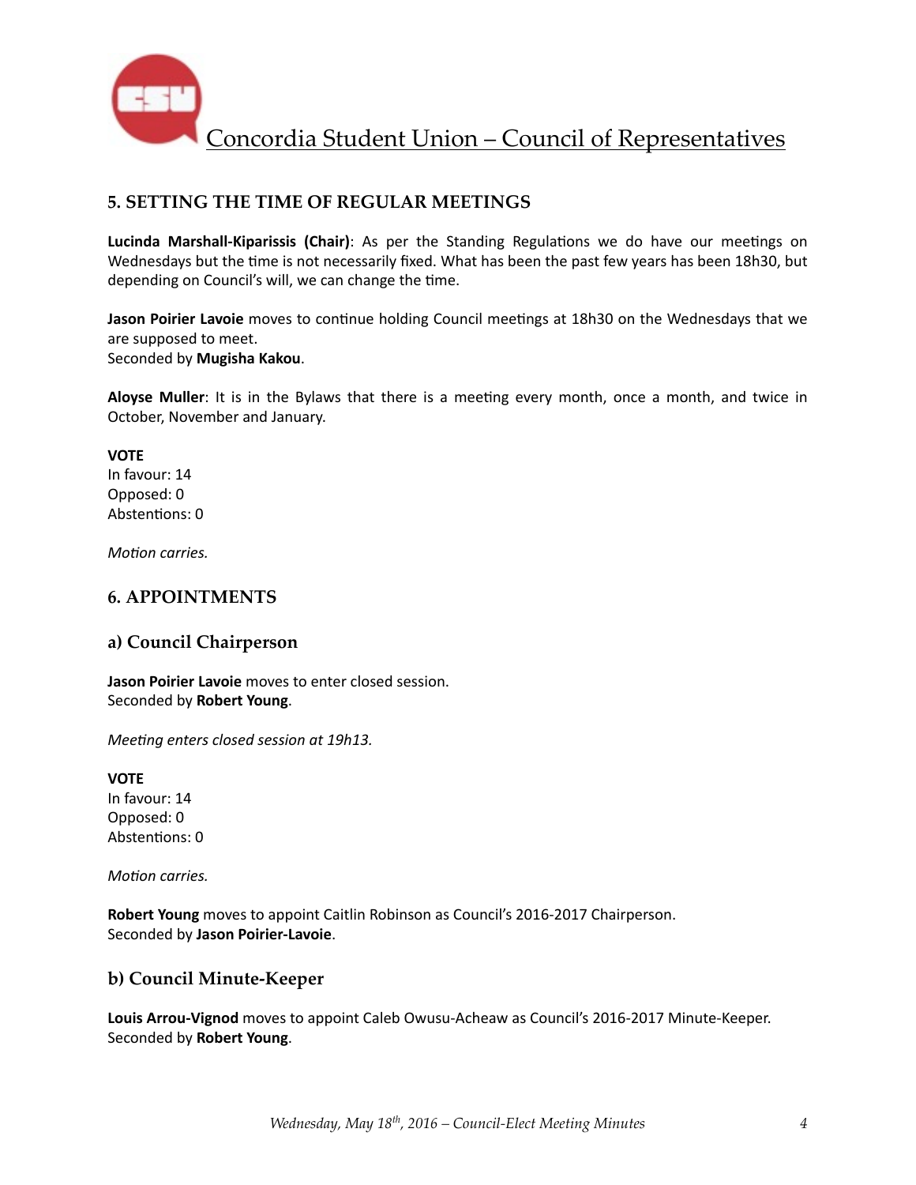## 5. SETTING THE TIME OF REGULAR MEETINGS

**Lucinda Marshall-Kiparissis (Chair)**: As per the Standing Regulations we do have our meetings on Wednesdays but the time is not necessarily fixed. What has been the past few years has been 18h30, but depending on Council's will, we can change the time.

**Jason Poirier Lavoie** moves to continue holding Council meetings at 18h30 on the Wednesdays that we are supposed to meet.
Seconded by **Mugisha Kakou**.

**Aloyse Muller**: It is in the Bylaws that there is a meeting every month, once a month, and twice in October, November and January.

**VOTE**
In favour: 14
Opposed: 0
Abstentions: 0

*Motion carries.*

## 6. APPOINTMENTS

### a) Council Chairperson

**Jason Poirier Lavoie** moves to enter closed session.
Seconded by **Robert Young**.

*Meeting enters closed session at 19h13.*

**VOTE**
In favour: 14
Opposed: 0
Abstentions: 0

*Motion carries.*

**Robert Young** moves to appoint Caitlin Robinson as Council's 2016-2017 Chairperson.
Seconded by **Jason Poirier-Lavoie**.

### b) Council Minute-Keeper

**Louis Arrou-Vignod** moves to appoint Caleb Owusu-Acheaw as Council's 2016-2017 Minute-Keeper.
Seconded by **Robert Young**.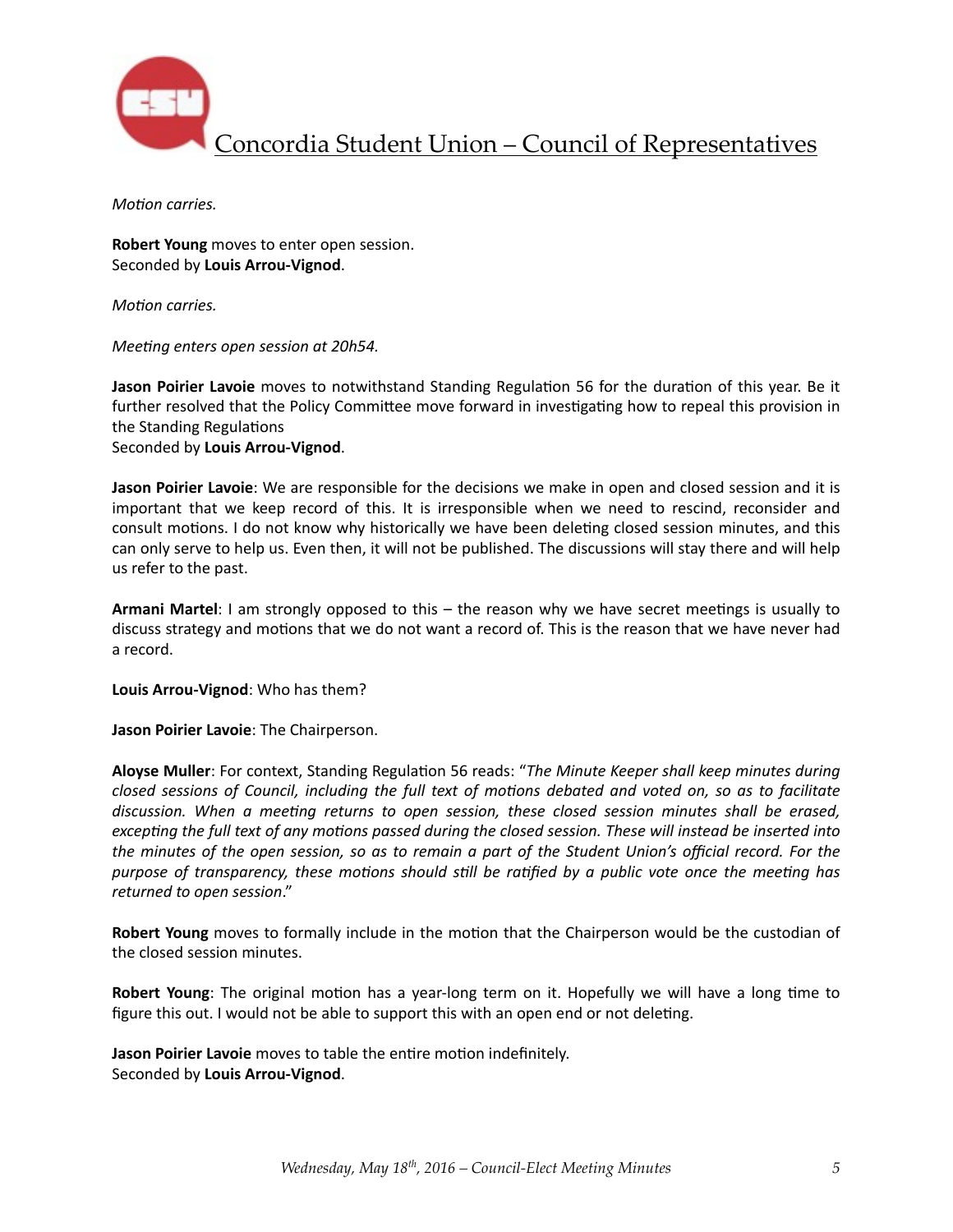*Motion carries.*

**Robert Young** moves to enter open session.
Seconded by **Louis Arrou-Vignod**.

*Motion carries.*

*Meeting enters open session at 20h54.*

**Jason Poirier Lavoie** moves to notwithstand Standing Regulation 56 for the duration of this year. Be it further resolved that the Policy Committee move forward in investigating how to repeal this provision in the Standing Regulations
Seconded by **Louis Arrou-Vignod**.

**Jason Poirier Lavoie**: We are responsible for the decisions we make in open and closed session and it is important that we keep record of this. It is irresponsible when we need to rescind, reconsider and consult motions. I do not know why historically we have been deleting closed session minutes, and this can only serve to help us. Even then, it will not be published. The discussions will stay there and will help us refer to the past.

**Armani Martel**: I am strongly opposed to this – the reason why we have secret meetings is usually to discuss strategy and motions that we do not want a record of. This is the reason that we have never had a record.

**Louis Arrou-Vignod**: Who has them?

**Jason Poirier Lavoie**: The Chairperson.

**Aloyse Muller**: For context, Standing Regulation 56 reads: "*The Minute Keeper shall keep minutes during closed sessions of Council, including the full text of motions debated and voted on, so as to facilitate discussion. When a meeting returns to open session, these closed session minutes shall be erased, excepting the full text of any motions passed during the closed session. These will instead be inserted into the minutes of the open session, so as to remain a part of the Student Union's official record. For the purpose of transparency, these motions should still be ratified by a public vote once the meeting has returned to open session*."

**Robert Young** moves to formally include in the motion that the Chairperson would be the custodian of the closed session minutes.

**Robert Young**: The original motion has a year-long term on it. Hopefully we will have a long time to figure this out. I would not be able to support this with an open end or not deleting.

**Jason Poirier Lavoie** moves to table the entire motion indefinitely.
Seconded by **Louis Arrou-Vignod**.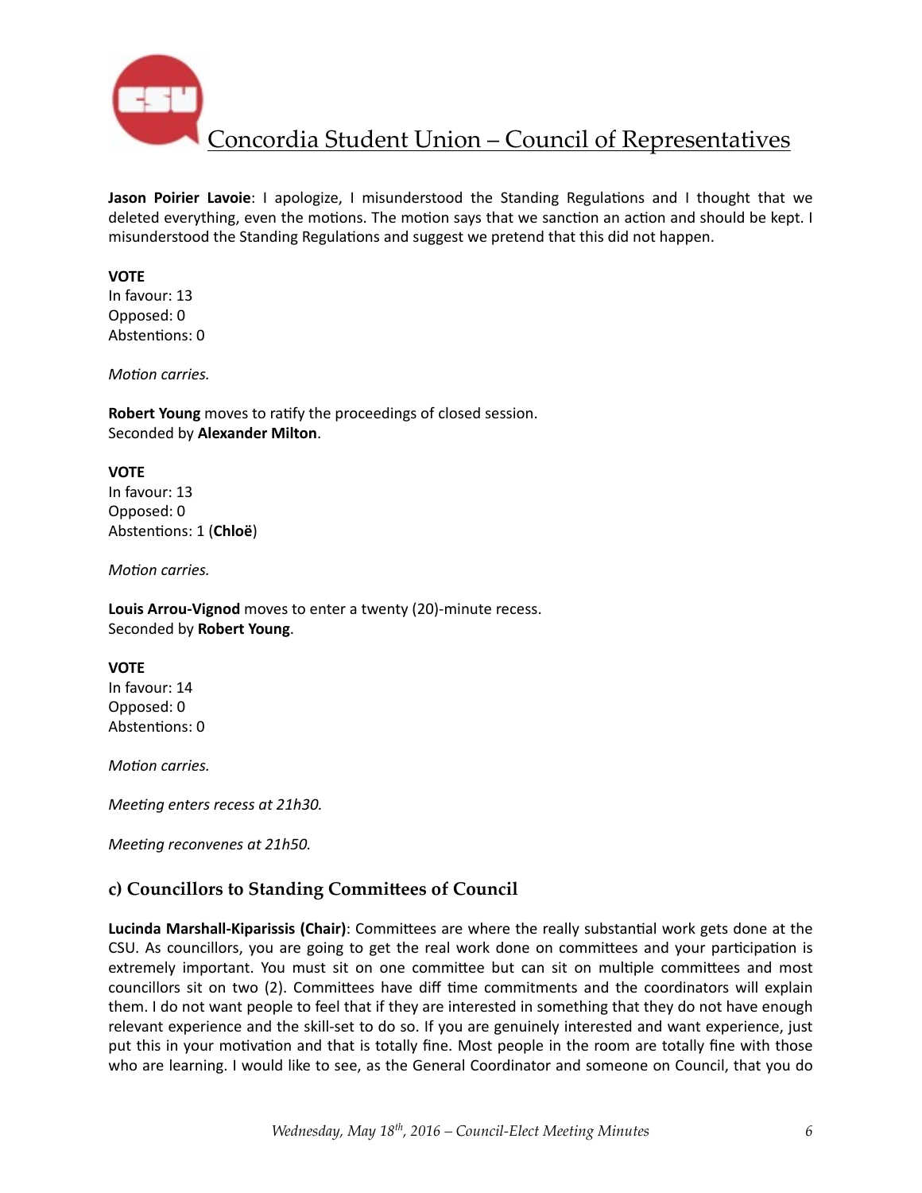**Jason Poirier Lavoie**: I apologize, I misunderstood the Standing Regulations and I thought that we deleted everything, even the motions. The motion says that we sanction an action and should be kept. I misunderstood the Standing Regulations and suggest we pretend that this did not happen.

**VOTE**
In favour: 13
Opposed: 0
Abstentions: 0

*Motion carries.*

**Robert Young** moves to ratify the proceedings of closed session.
Seconded by **Alexander Milton**.

**VOTE**
In favour: 13
Opposed: 0
Abstentions: 1 (**Chloë**)

*Motion carries.*

**Louis Arrou-Vignod** moves to enter a twenty (20)-minute recess.
Seconded by **Robert Young**.

**VOTE**
In favour: 14
Opposed: 0
Abstentions: 0

*Motion carries.*

*Meeting enters recess at 21h30.*

*Meeting reconvenes at 21h50.*

### c) Councillors to Standing Committees of Council

**Lucinda Marshall-Kiparissis (Chair)**: Committees are where the really substantial work gets done at the CSU. As councillors, you are going to get the real work done on committees and your participation is extremely important. You must sit on one committee but can sit on multiple committees and most councillors sit on two (2). Committees have diff time commitments and the coordinators will explain them. I do not want people to feel that if they are interested in something that they do not have enough relevant experience and the skill-set to do so. If you are genuinely interested and want experience, just put this in your motivation and that is totally fine. Most people in the room are totally fine with those who are learning. I would like to see, as the General Coordinator and someone on Council, that you do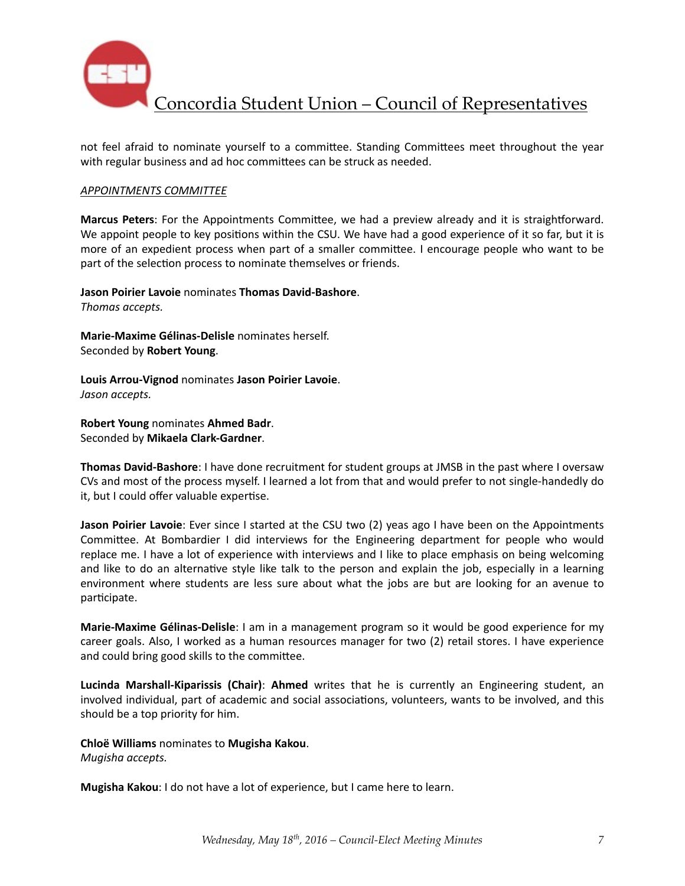not feel afraid to nominate yourself to a committee. Standing Committees meet throughout the year with regular business and ad hoc committees can be struck as needed.

*APPOINTMENTS COMMITTEE*

**Marcus Peters**: For the Appointments Committee, we had a preview already and it is straightforward. We appoint people to key positions within the CSU. We have had a good experience of it so far, but it is more of an expedient process when part of a smaller committee. I encourage people who want to be part of the selection process to nominate themselves or friends.

**Jason Poirier Lavoie** nominates **Thomas David-Bashore**.
*Thomas accepts.*

**Marie-Maxime Gélinas-Delisle** nominates herself.
Seconded by **Robert Young**.

**Louis Arrou-Vignod** nominates **Jason Poirier Lavoie**.
*Jason accepts.*

**Robert Young** nominates **Ahmed Badr**.
Seconded by **Mikaela Clark-Gardner**.

**Thomas David-Bashore**: I have done recruitment for student groups at JMSB in the past where I oversaw CVs and most of the process myself. I learned a lot from that and would prefer to not single-handedly do it, but I could offer valuable expertise.

**Jason Poirier Lavoie**: Ever since I started at the CSU two (2) yeas ago I have been on the Appointments Committee. At Bombardier I did interviews for the Engineering department for people who would replace me. I have a lot of experience with interviews and I like to place emphasis on being welcoming and like to do an alternative style like talk to the person and explain the job, especially in a learning environment where students are less sure about what the jobs are but are looking for an avenue to participate.

**Marie-Maxime Gélinas-Delisle**: I am in a management program so it would be good experience for my career goals. Also, I worked as a human resources manager for two (2) retail stores. I have experience and could bring good skills to the committee.

**Lucinda Marshall-Kiparissis (Chair)**: **Ahmed** writes that he is currently an Engineering student, an involved individual, part of academic and social associations, volunteers, wants to be involved, and this should be a top priority for him.

**Chloë Williams** nominates to **Mugisha Kakou**.
*Mugisha accepts.*

**Mugisha Kakou**: I do not have a lot of experience, but I came here to learn.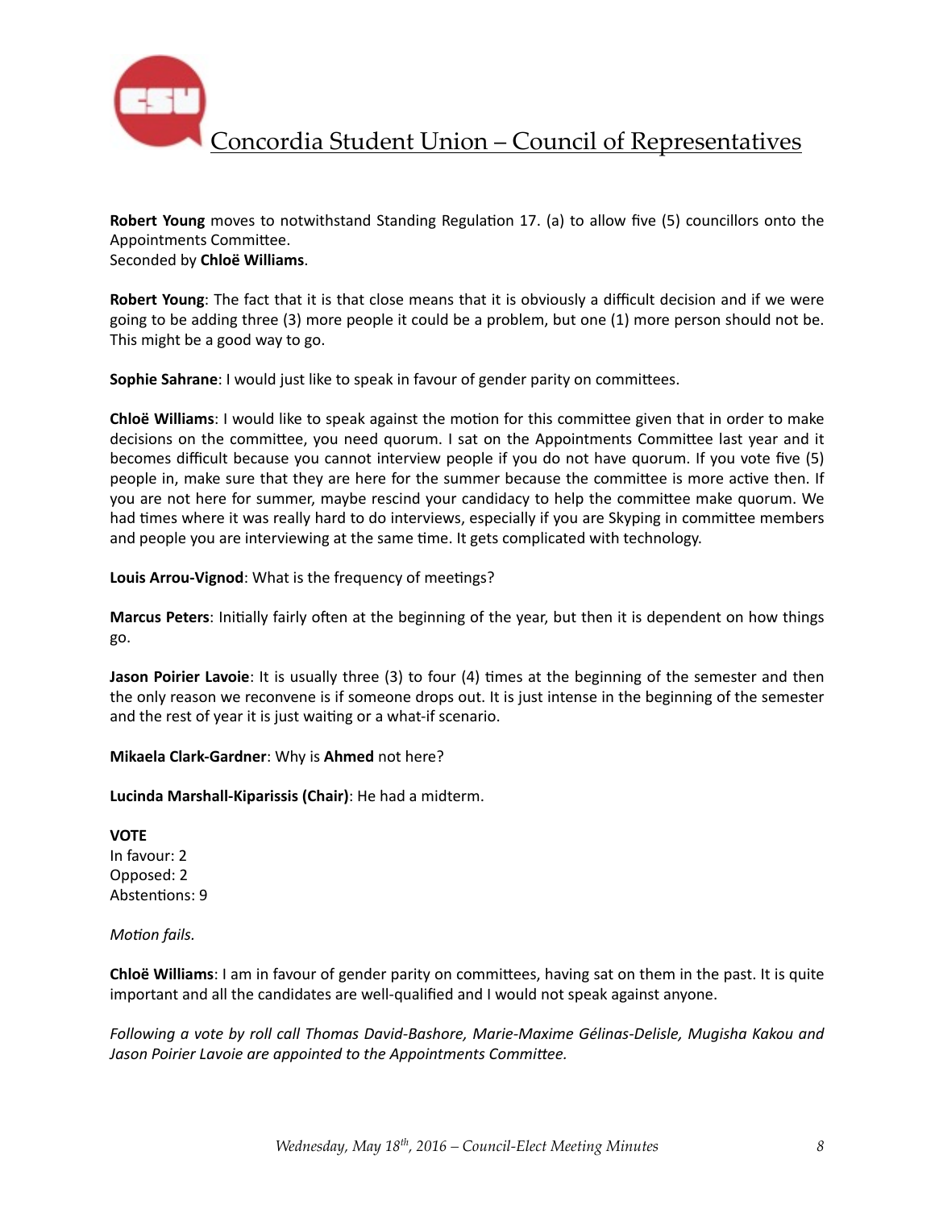**Robert Young** moves to notwithstand Standing Regulation 17. (a) to allow five (5) councillors onto the Appointments Committee.
Seconded by **Chloë Williams**.

**Robert Young**: The fact that it is that close means that it is obviously a difficult decision and if we were going to be adding three (3) more people it could be a problem, but one (1) more person should not be. This might be a good way to go.

**Sophie Sahrane**: I would just like to speak in favour of gender parity on committees.

**Chloë Williams**: I would like to speak against the motion for this committee given that in order to make decisions on the committee, you need quorum. I sat on the Appointments Committee last year and it becomes difficult because you cannot interview people if you do not have quorum. If you vote five (5) people in, make sure that they are here for the summer because the committee is more active then. If you are not here for summer, maybe rescind your candidacy to help the committee make quorum. We had times where it was really hard to do interviews, especially if you are Skyping in committee members and people you are interviewing at the same time. It gets complicated with technology.

**Louis Arrou-Vignod**: What is the frequency of meetings?

**Marcus Peters**: Initially fairly often at the beginning of the year, but then it is dependent on how things go.

**Jason Poirier Lavoie**: It is usually three (3) to four (4) times at the beginning of the semester and then the only reason we reconvene is if someone drops out. It is just intense in the beginning of the semester and the rest of year it is just waiting or a what-if scenario.

**Mikaela Clark-Gardner**: Why is **Ahmed** not here?

**Lucinda Marshall-Kiparissis (Chair)**: He had a midterm.

**VOTE**
In favour: 2
Opposed: 2
Abstentions: 9

*Motion fails.*

**Chloë Williams**: I am in favour of gender parity on committees, having sat on them in the past. It is quite important and all the candidates are well-qualified and I would not speak against anyone.

*Following a vote by roll call Thomas David-Bashore, Marie-Maxime Gélinas-Delisle, Mugisha Kakou and Jason Poirier Lavoie are appointed to the Appointments Committee.*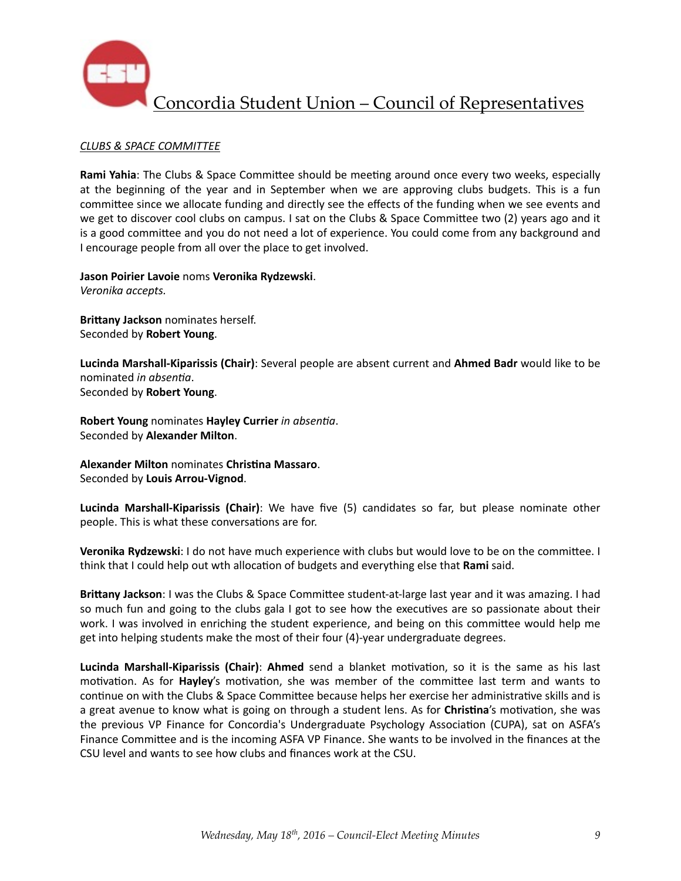*CLUBS & SPACE COMMITTEE*

**Rami Yahia**: The Clubs & Space Committee should be meeting around once every two weeks, especially at the beginning of the year and in September when we are approving clubs budgets. This is a fun committee since we allocate funding and directly see the effects of the funding when we see events and we get to discover cool clubs on campus. I sat on the Clubs & Space Committee two (2) years ago and it is a good committee and you do not need a lot of experience. You could come from any background and I encourage people from all over the place to get involved.

**Jason Poirier Lavoie** noms **Veronika Rydzewski**.
*Veronika accepts.*

**Brittany Jackson** nominates herself.
Seconded by **Robert Young**.

**Lucinda Marshall-Kiparissis (Chair)**: Several people are absent current and **Ahmed Badr** would like to be nominated *in absentia*.
Seconded by **Robert Young**.

**Robert Young** nominates **Hayley Currier** *in absentia*.
Seconded by **Alexander Milton**.

**Alexander Milton** nominates **Christina Massaro**.
Seconded by **Louis Arrou-Vignod**.

**Lucinda Marshall-Kiparissis (Chair)**: We have five (5) candidates so far, but please nominate other people. This is what these conversations are for.

**Veronika Rydzewski**: I do not have much experience with clubs but would love to be on the committee. I think that I could help out wth allocation of budgets and everything else that **Rami** said.

**Brittany Jackson**: I was the Clubs & Space Committee student-at-large last year and it was amazing. I had so much fun and going to the clubs gala I got to see how the executives are so passionate about their work. I was involved in enriching the student experience, and being on this committee would help me get into helping students make the most of their four (4)-year undergraduate degrees.

**Lucinda Marshall-Kiparissis (Chair)**: **Ahmed** send a blanket motivation, so it is the same as his last motivation. As for **Hayley**'s motivation, she was member of the committee last term and wants to continue on with the Clubs & Space Committee because helps her exercise her administrative skills and is a great avenue to know what is going on through a student lens. As for **Christina**'s motivation, she was the previous VP Finance for Concordia's Undergraduate Psychology Association (CUPA), sat on ASFA's Finance Committee and is the incoming ASFA VP Finance. She wants to be involved in the finances at the CSU level and wants to see how clubs and finances work at the CSU.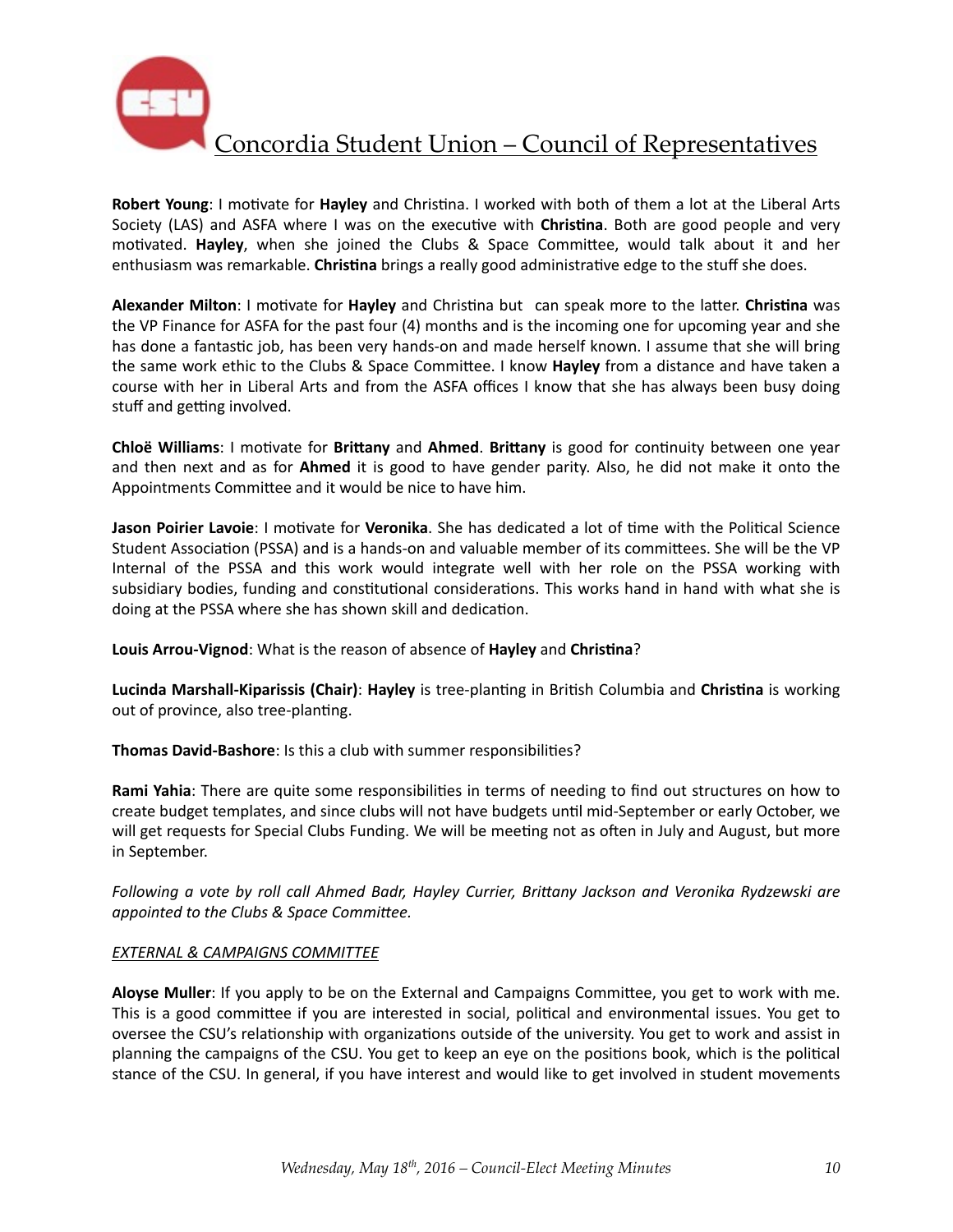**Robert Young**: I motivate for **Hayley** and Christina. I worked with both of them a lot at the Liberal Arts Society (LAS) and ASFA where I was on the executive with **Christina**. Both are good people and very motivated. **Hayley**, when she joined the Clubs & Space Committee, would talk about it and her enthusiasm was remarkable. **Christina** brings a really good administrative edge to the stuff she does.

**Alexander Milton**: I motivate for **Hayley** and Christina but can speak more to the latter. **Christina** was the VP Finance for ASFA for the past four (4) months and is the incoming one for upcoming year and she has done a fantastic job, has been very hands-on and made herself known. I assume that she will bring the same work ethic to the Clubs & Space Committee. I know **Hayley** from a distance and have taken a course with her in Liberal Arts and from the ASFA offices I know that she has always been busy doing stuff and getting involved.

**Chloë Williams**: I motivate for **Brittany** and **Ahmed**. **Brittany** is good for continuity between one year and then next and as for **Ahmed** it is good to have gender parity. Also, he did not make it onto the Appointments Committee and it would be nice to have him.

**Jason Poirier Lavoie**: I motivate for **Veronika**. She has dedicated a lot of time with the Political Science Student Association (PSSA) and is a hands-on and valuable member of its committees. She will be the VP Internal of the PSSA and this work would integrate well with her role on the PSSA working with subsidiary bodies, funding and constitutional considerations. This works hand in hand with what she is doing at the PSSA where she has shown skill and dedication.

**Louis Arrou-Vignod**: What is the reason of absence of **Hayley** and **Christina**?

**Lucinda Marshall-Kiparissis (Chair)**: **Hayley** is tree-planting in British Columbia and **Christina** is working out of province, also tree-planting.

**Thomas David-Bashore**: Is this a club with summer responsibilities?

**Rami Yahia**: There are quite some responsibilities in terms of needing to find out structures on how to create budget templates, and since clubs will not have budgets until mid-September or early October, we will get requests for Special Clubs Funding. We will be meeting not as often in July and August, but more in September.

*Following a vote by roll call Ahmed Badr, Hayley Currier, Brittany Jackson and Veronika Rydzewski are appointed to the Clubs & Space Committee.*

*EXTERNAL & CAMPAIGNS COMMITTEE*

**Aloyse Muller**: If you apply to be on the External and Campaigns Committee, you get to work with me. This is a good committee if you are interested in social, political and environmental issues. You get to oversee the CSU's relationship with organizations outside of the university. You get to work and assist in planning the campaigns of the CSU. You get to keep an eye on the positions book, which is the political stance of the CSU. In general, if you have interest and would like to get involved in student movements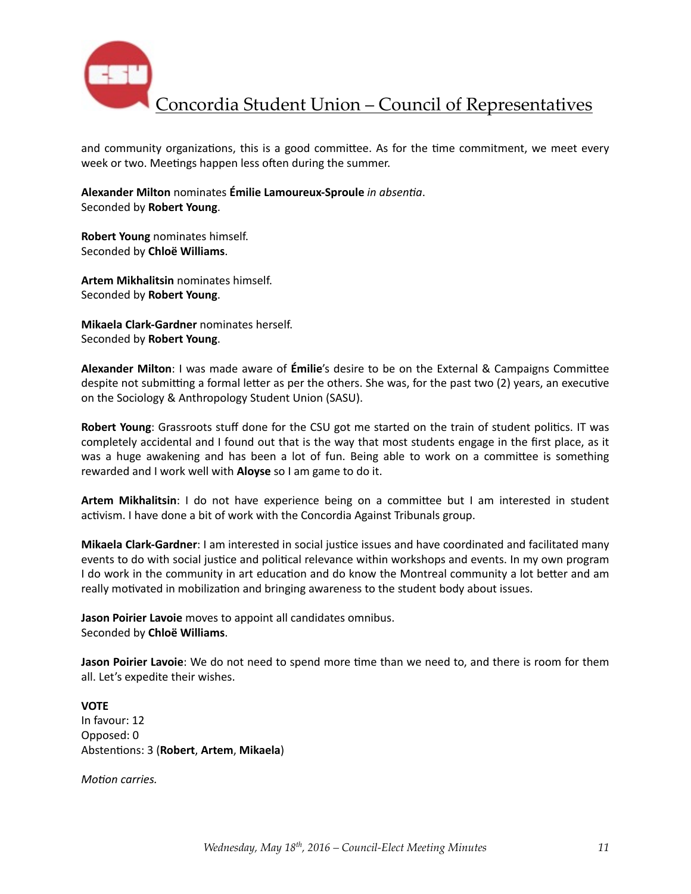and community organizations, this is a good committee. As for the time commitment, we meet every week or two. Meetings happen less often during the summer.

**Alexander Milton** nominates **Émilie Lamoureux-Sproule** *in absentia*.
Seconded by **Robert Young**.

**Robert Young** nominates himself.
Seconded by **Chloë Williams**.

**Artem Mikhalitsin** nominates himself.
Seconded by **Robert Young**.

**Mikaela Clark-Gardner** nominates herself.
Seconded by **Robert Young**.

**Alexander Milton**: I was made aware of **Émilie**'s desire to be on the External & Campaigns Committee despite not submitting a formal letter as per the others. She was, for the past two (2) years, an executive on the Sociology & Anthropology Student Union (SASU).

**Robert Young**: Grassroots stuff done for the CSU got me started on the train of student politics. IT was completely accidental and I found out that is the way that most students engage in the first place, as it was a huge awakening and has been a lot of fun. Being able to work on a committee is something rewarded and I work well with **Aloyse** so I am game to do it.

**Artem Mikhalitsin**: I do not have experience being on a committee but I am interested in student activism. I have done a bit of work with the Concordia Against Tribunals group.

**Mikaela Clark-Gardner**: I am interested in social justice issues and have coordinated and facilitated many events to do with social justice and political relevance within workshops and events. In my own program I do work in the community in art education and do know the Montreal community a lot better and am really motivated in mobilization and bringing awareness to the student body about issues.

**Jason Poirier Lavoie** moves to appoint all candidates omnibus.
Seconded by **Chloë Williams**.

**Jason Poirier Lavoie**: We do not need to spend more time than we need to, and there is room for them all. Let's expedite their wishes.

**VOTE**
In favour: 12
Opposed: 0
Abstentions: 3 (**Robert**, **Artem**, **Mikaela**)

*Motion carries.*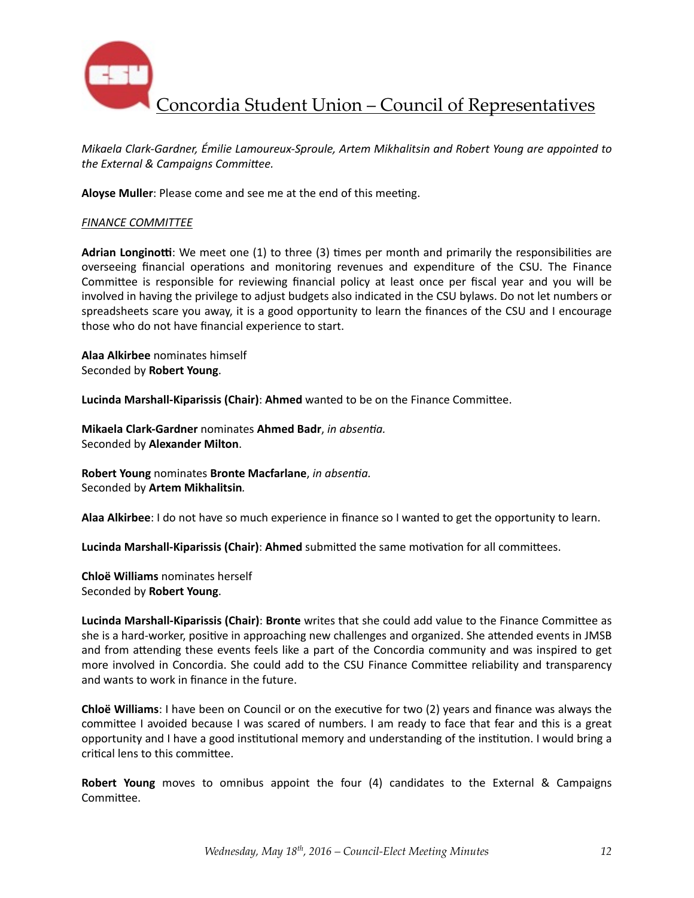*Mikaela Clark-Gardner, Émilie Lamoureux-Sproule, Artem Mikhalitsin and Robert Young are appointed to the External & Campaigns Committee.*

**Aloyse Muller**: Please come and see me at the end of this meeting.

*FINANCE COMMITTEE*

**Adrian Longinotti**: We meet one (1) to three (3) times per month and primarily the responsibilities are overseeing financial operations and monitoring revenues and expenditure of the CSU. The Finance Committee is responsible for reviewing financial policy at least once per fiscal year and you will be involved in having the privilege to adjust budgets also indicated in the CSU bylaws. Do not let numbers or spreadsheets scare you away, it is a good opportunity to learn the finances of the CSU and I encourage those who do not have financial experience to start.

**Alaa Alkirbee** nominates himself
Seconded by **Robert Young**.

**Lucinda Marshall-Kiparissis (Chair)**: **Ahmed** wanted to be on the Finance Committee.

**Mikaela Clark-Gardner** nominates **Ahmed Badr**, *in absentia.*
Seconded by **Alexander Milton**.

**Robert Young** nominates **Bronte Macfarlane**, *in absentia.*
Seconded by **Artem Mikhalitsin***.*

**Alaa Alkirbee**: I do not have so much experience in finance so I wanted to get the opportunity to learn.

**Lucinda Marshall-Kiparissis (Chair)**: **Ahmed** submitted the same motivation for all committees.

**Chloë Williams** nominates herself
Seconded by **Robert Young**.

**Lucinda Marshall-Kiparissis (Chair)**: **Bronte** writes that she could add value to the Finance Committee as she is a hard-worker, positive in approaching new challenges and organized. She attended events in JMSB and from attending these events feels like a part of the Concordia community and was inspired to get more involved in Concordia. She could add to the CSU Finance Committee reliability and transparency and wants to work in finance in the future.

**Chloë Williams**: I have been on Council or on the executive for two (2) years and finance was always the committee I avoided because I was scared of numbers. I am ready to face that fear and this is a great opportunity and I have a good institutional memory and understanding of the institution. I would bring a critical lens to this committee.

**Robert Young** moves to omnibus appoint the four (4) candidates to the External & Campaigns Committee.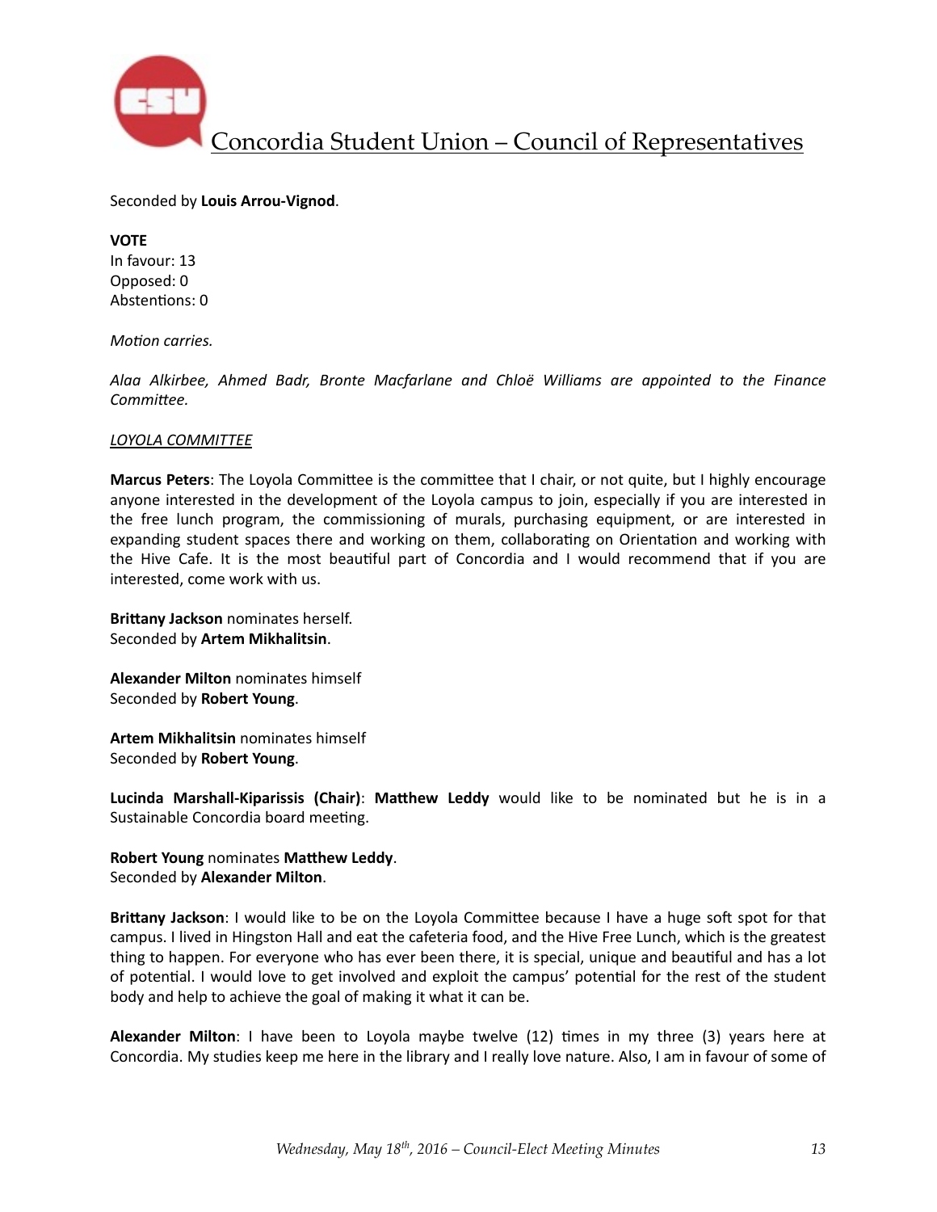Seconded by **Louis Arrou-Vignod**.

**VOTE**
In favour: 13
Opposed: 0
Abstentions: 0

*Motion carries.*

*Alaa Alkirbee, Ahmed Badr, Bronte Macfarlane and Chloë Williams are appointed to the Finance Committee.*

*LOYOLA COMMITTEE*

**Marcus Peters**: The Loyola Committee is the committee that I chair, or not quite, but I highly encourage anyone interested in the development of the Loyola campus to join, especially if you are interested in the free lunch program, the commissioning of murals, purchasing equipment, or are interested in expanding student spaces there and working on them, collaborating on Orientation and working with the Hive Cafe. It is the most beautiful part of Concordia and I would recommend that if you are interested, come work with us.

**Brittany Jackson** nominates herself.
Seconded by **Artem Mikhalitsin**.

**Alexander Milton** nominates himself
Seconded by **Robert Young**.

**Artem Mikhalitsin** nominates himself
Seconded by **Robert Young**.

**Lucinda Marshall-Kiparissis (Chair)**: **Matthew Leddy** would like to be nominated but he is in a Sustainable Concordia board meeting.

**Robert Young** nominates **Matthew Leddy**.
Seconded by **Alexander Milton**.

**Brittany Jackson**: I would like to be on the Loyola Committee because I have a huge soft spot for that campus. I lived in Hingston Hall and eat the cafeteria food, and the Hive Free Lunch, which is the greatest thing to happen. For everyone who has ever been there, it is special, unique and beautiful and has a lot of potential. I would love to get involved and exploit the campus' potential for the rest of the student body and help to achieve the goal of making it what it can be.

**Alexander Milton**: I have been to Loyola maybe twelve (12) times in my three (3) years here at Concordia. My studies keep me here in the library and I really love nature. Also, I am in favour of some of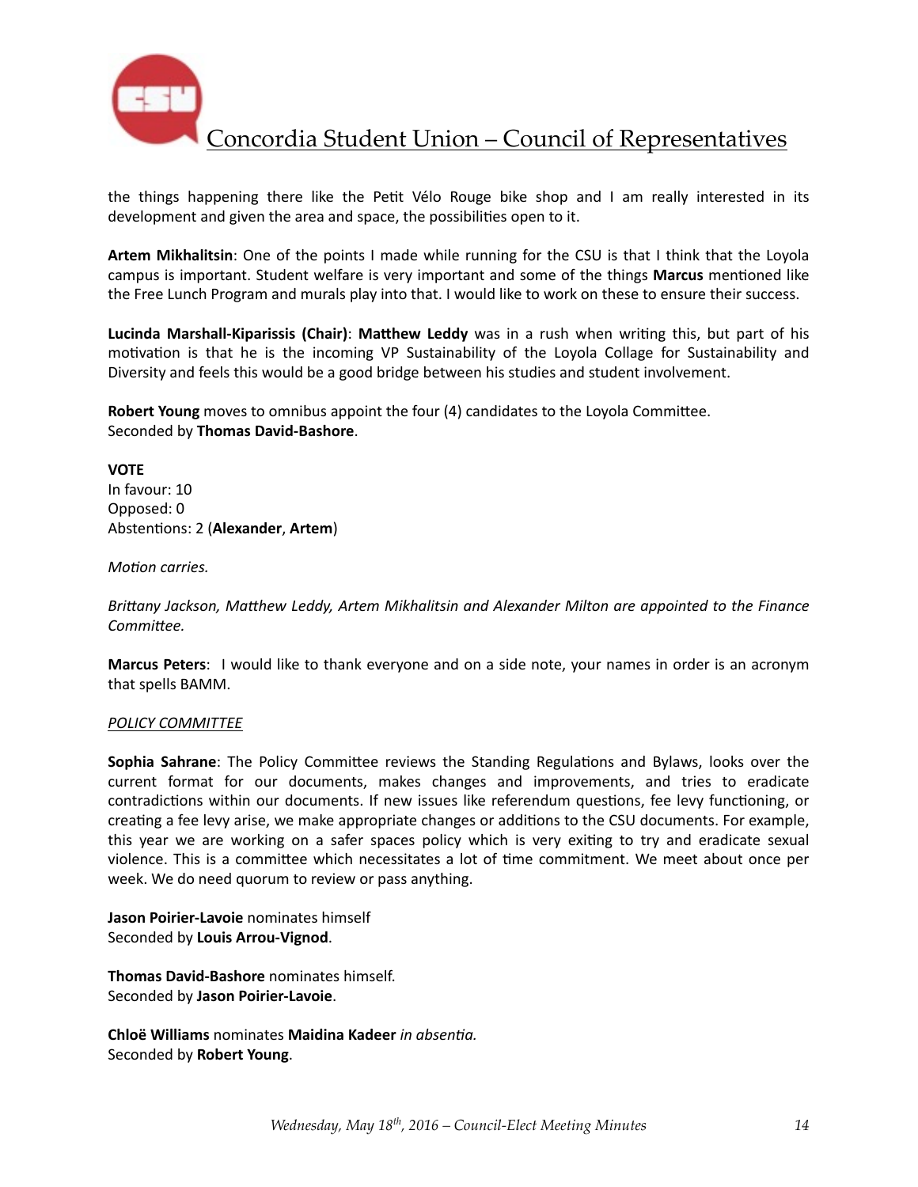the things happening there like the Petit Vélo Rouge bike shop and I am really interested in its development and given the area and space, the possibilities open to it.

**Artem Mikhalitsin**: One of the points I made while running for the CSU is that I think that the Loyola campus is important. Student welfare is very important and some of the things **Marcus** mentioned like the Free Lunch Program and murals play into that. I would like to work on these to ensure their success.

**Lucinda Marshall-Kiparissis (Chair)**: **Matthew Leddy** was in a rush when writing this, but part of his motivation is that he is the incoming VP Sustainability of the Loyola Collage for Sustainability and Diversity and feels this would be a good bridge between his studies and student involvement.

**Robert Young** moves to omnibus appoint the four (4) candidates to the Loyola Committee.
Seconded by **Thomas David-Bashore**.

**VOTE**
In favour: 10
Opposed: 0
Abstentions: 2 (**Alexander**, **Artem**)

*Motion carries.*

*Brittany Jackson, Matthew Leddy, Artem Mikhalitsin and Alexander Milton are appointed to the Finance Committee.*

**Marcus Peters**: I would like to thank everyone and on a side note, your names in order is an acronym that spells BAMM.

*POLICY COMMITTEE*

**Sophia Sahrane**: The Policy Committee reviews the Standing Regulations and Bylaws, looks over the current format for our documents, makes changes and improvements, and tries to eradicate contradictions within our documents. If new issues like referendum questions, fee levy functioning, or creating a fee levy arise, we make appropriate changes or additions to the CSU documents. For example, this year we are working on a safer spaces policy which is very exiting to try and eradicate sexual violence. This is a committee which necessitates a lot of time commitment. We meet about once per week. We do need quorum to review or pass anything.

**Jason Poirier-Lavoie** nominates himself
Seconded by **Louis Arrou-Vignod**.

**Thomas David-Bashore** nominates himself.
Seconded by **Jason Poirier-Lavoie**.

**Chloë Williams** nominates **Maidina Kadeer** *in absentia.*
Seconded by **Robert Young**.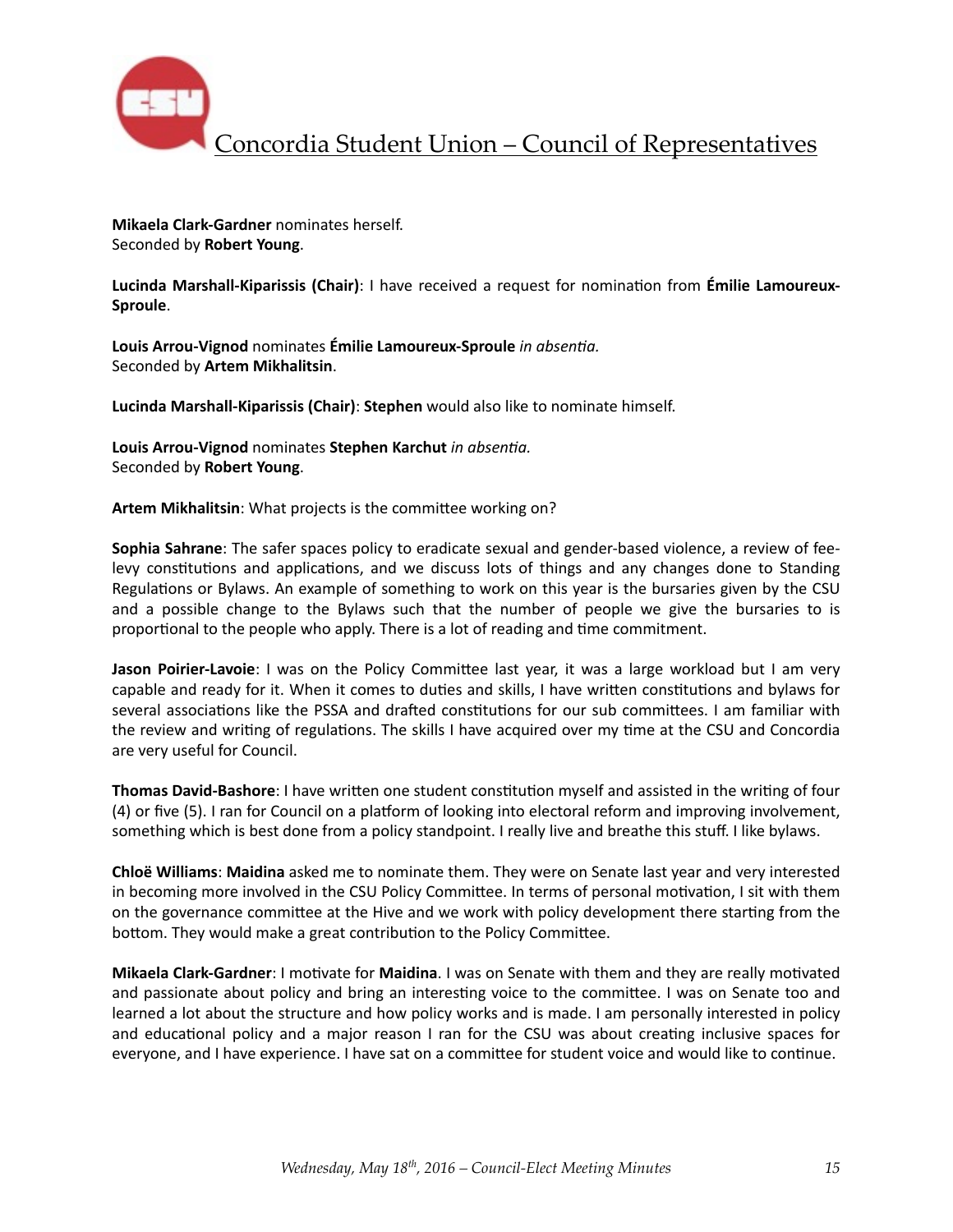**Mikaela Clark-Gardner** nominates herself.
Seconded by **Robert Young**.

**Lucinda Marshall-Kiparissis (Chair)**: I have received a request for nomination from **Émilie Lamoureux-Sproule**.

**Louis Arrou-Vignod** nominates **Émilie Lamoureux-Sproule** *in absentia.*
Seconded by **Artem Mikhalitsin**.

**Lucinda Marshall-Kiparissis (Chair)**: **Stephen** would also like to nominate himself.

**Louis Arrou-Vignod** nominates **Stephen Karchut** *in absentia.*
Seconded by **Robert Young**.

**Artem Mikhalitsin**: What projects is the committee working on?

**Sophia Sahrane**: The safer spaces policy to eradicate sexual and gender-based violence, a review of fee-levy constitutions and applications, and we discuss lots of things and any changes done to Standing Regulations or Bylaws. An example of something to work on this year is the bursaries given by the CSU and a possible change to the Bylaws such that the number of people we give the bursaries to is proportional to the people who apply. There is a lot of reading and time commitment.

**Jason Poirier-Lavoie**: I was on the Policy Committee last year, it was a large workload but I am very capable and ready for it. When it comes to duties and skills, I have written constitutions and bylaws for several associations like the PSSA and drafted constitutions for our sub committees. I am familiar with the review and writing of regulations. The skills I have acquired over my time at the CSU and Concordia are very useful for Council.

**Thomas David-Bashore**: I have written one student constitution myself and assisted in the writing of four (4) or five (5). I ran for Council on a platform of looking into electoral reform and improving involvement, something which is best done from a policy standpoint. I really live and breathe this stuff. I like bylaws.

**Chloë Williams**: **Maidina** asked me to nominate them. They were on Senate last year and very interested in becoming more involved in the CSU Policy Committee. In terms of personal motivation, I sit with them on the governance committee at the Hive and we work with policy development there starting from the bottom. They would make a great contribution to the Policy Committee.

**Mikaela Clark-Gardner**: I motivate for **Maidina**. I was on Senate with them and they are really motivated and passionate about policy and bring an interesting voice to the committee. I was on Senate too and learned a lot about the structure and how policy works and is made. I am personally interested in policy and educational policy and a major reason I ran for the CSU was about creating inclusive spaces for everyone, and I have experience. I have sat on a committee for student voice and would like to continue.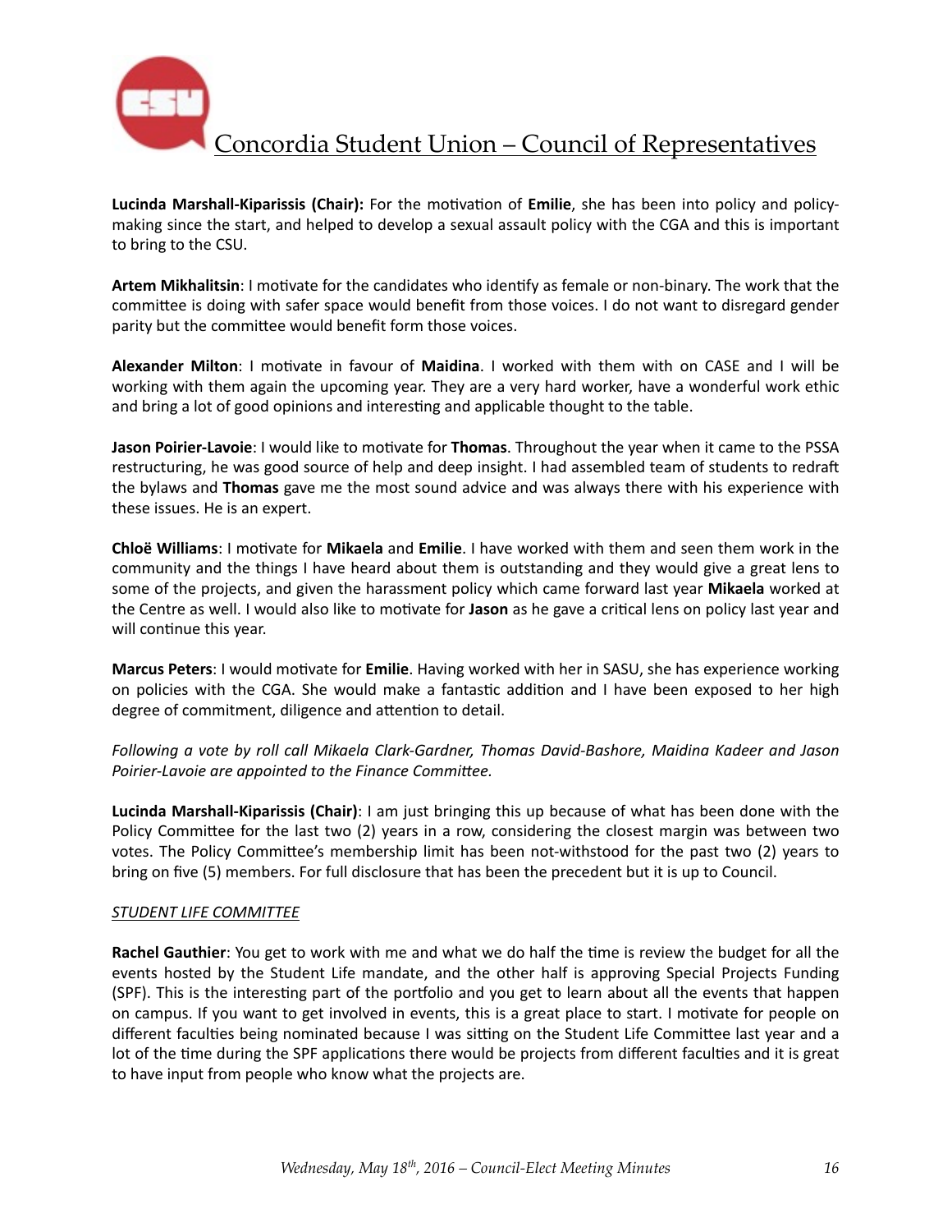**Lucinda Marshall-Kiparissis (Chair):** For the motivation of **Emilie**, she has been into policy and policy-making since the start, and helped to develop a sexual assault policy with the CGA and this is important to bring to the CSU.

**Artem Mikhalitsin**: I motivate for the candidates who identify as female or non-binary. The work that the committee is doing with safer space would benefit from those voices. I do not want to disregard gender parity but the committee would benefit form those voices.

**Alexander Milton**: I motivate in favour of **Maidina**. I worked with them with on CASE and I will be working with them again the upcoming year. They are a very hard worker, have a wonderful work ethic and bring a lot of good opinions and interesting and applicable thought to the table.

**Jason Poirier-Lavoie**: I would like to motivate for **Thomas**. Throughout the year when it came to the PSSA restructuring, he was good source of help and deep insight. I had assembled team of students to redraft the bylaws and **Thomas** gave me the most sound advice and was always there with his experience with these issues. He is an expert.

**Chloë Williams**: I motivate for **Mikaela** and **Emilie**. I have worked with them and seen them work in the community and the things I have heard about them is outstanding and they would give a great lens to some of the projects, and given the harassment policy which came forward last year **Mikaela** worked at the Centre as well. I would also like to motivate for **Jason** as he gave a critical lens on policy last year and will continue this year.

**Marcus Peters**: I would motivate for **Emilie**. Having worked with her in SASU, she has experience working on policies with the CGA. She would make a fantastic addition and I have been exposed to her high degree of commitment, diligence and attention to detail.

*Following a vote by roll call Mikaela Clark-Gardner, Thomas David-Bashore, Maidina Kadeer and Jason Poirier-Lavoie are appointed to the Finance Committee.*

**Lucinda Marshall-Kiparissis (Chair)**: I am just bringing this up because of what has been done with the Policy Committee for the last two (2) years in a row, considering the closest margin was between two votes. The Policy Committee's membership limit has been not-withstood for the past two (2) years to bring on five (5) members. For full disclosure that has been the precedent but it is up to Council.

*STUDENT LIFE COMMITTEE*

**Rachel Gauthier**: You get to work with me and what we do half the time is review the budget for all the events hosted by the Student Life mandate, and the other half is approving Special Projects Funding (SPF). This is the interesting part of the portfolio and you get to learn about all the events that happen on campus. If you want to get involved in events, this is a great place to start. I motivate for people on different faculties being nominated because I was sitting on the Student Life Committee last year and a lot of the time during the SPF applications there would be projects from different faculties and it is great to have input from people who know what the projects are.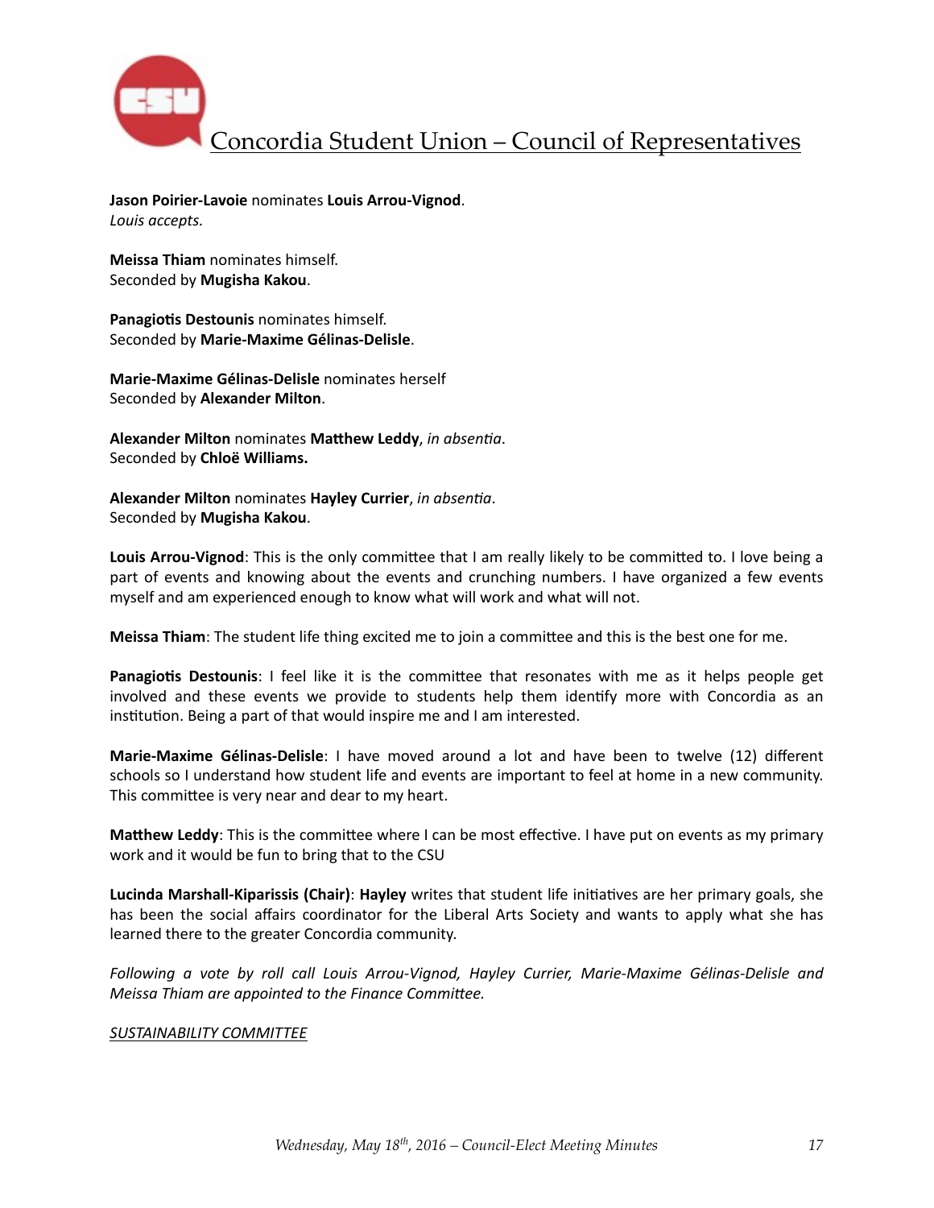**Jason Poirier-Lavoie** nominates **Louis Arrou-Vignod**.
*Louis accepts.*

**Meissa Thiam** nominates himself.
Seconded by **Mugisha Kakou**.

**Panagiotis Destounis** nominates himself.
Seconded by **Marie-Maxime Gélinas-Delisle**.

**Marie-Maxime Gélinas-Delisle** nominates herself
Seconded by **Alexander Milton**.

**Alexander Milton** nominates **Matthew Leddy**, *in absentia*.
Seconded by **Chloë Williams.**

**Alexander Milton** nominates **Hayley Currier**, *in absentia*.
Seconded by **Mugisha Kakou**.

**Louis Arrou-Vignod**: This is the only committee that I am really likely to be committed to. I love being a part of events and knowing about the events and crunching numbers. I have organized a few events myself and am experienced enough to know what will work and what will not.

**Meissa Thiam**: The student life thing excited me to join a committee and this is the best one for me.

**Panagiotis Destounis**: I feel like it is the committee that resonates with me as it helps people get involved and these events we provide to students help them identify more with Concordia as an institution. Being a part of that would inspire me and I am interested.

**Marie-Maxime Gélinas-Delisle**: I have moved around a lot and have been to twelve (12) different schools so I understand how student life and events are important to feel at home in a new community. This committee is very near and dear to my heart.

**Matthew Leddy**: This is the committee where I can be most effective. I have put on events as my primary work and it would be fun to bring that to the CSU

**Lucinda Marshall-Kiparissis (Chair)**: **Hayley** writes that student life initiatives are her primary goals, she has been the social affairs coordinator for the Liberal Arts Society and wants to apply what she has learned there to the greater Concordia community.

*Following a vote by roll call Louis Arrou-Vignod, Hayley Currier, Marie-Maxime Gélinas-Delisle and Meissa Thiam are appointed to the Finance Committee.*

*SUSTAINABILITY COMMITTEE*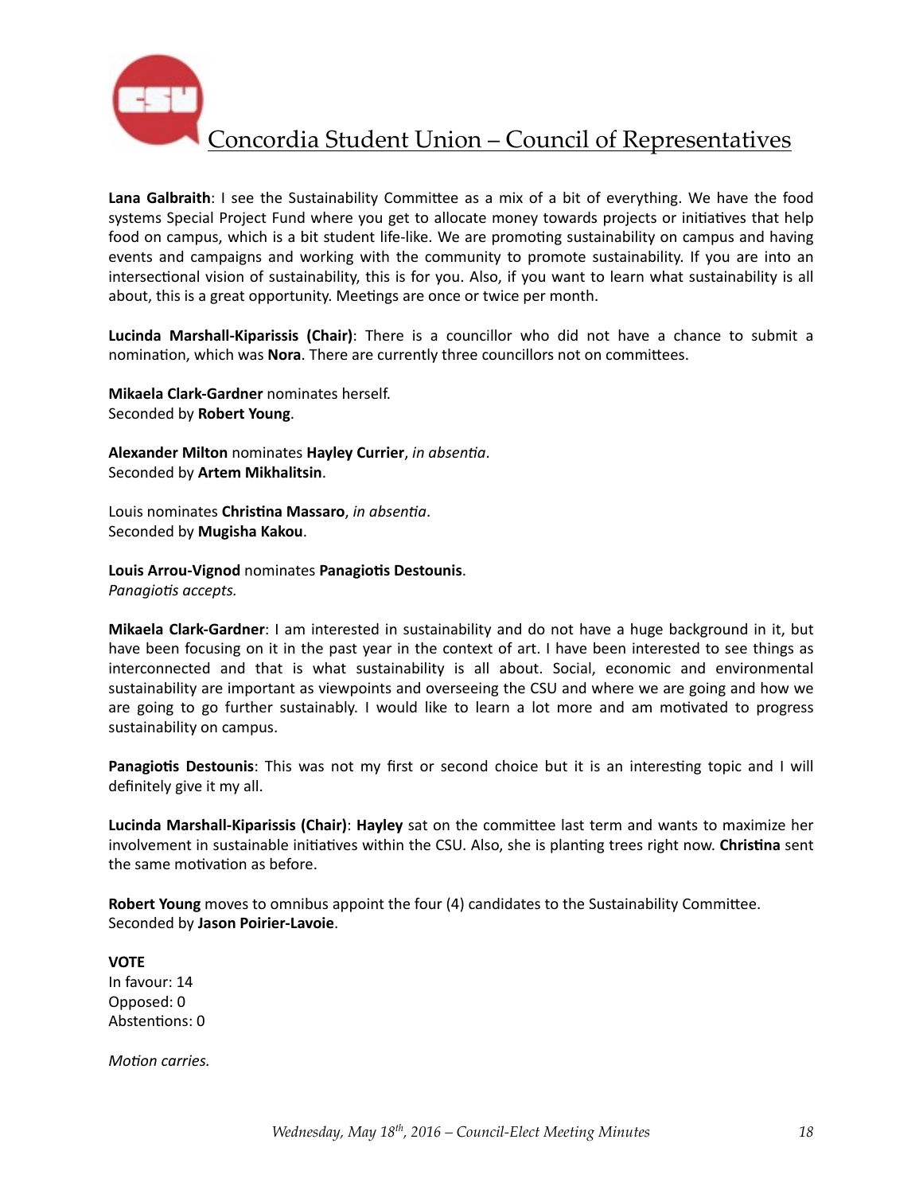**Lana Galbraith**: I see the Sustainability Committee as a mix of a bit of everything. We have the food systems Special Project Fund where you get to allocate money towards projects or initiatives that help food on campus, which is a bit student life-like. We are promoting sustainability on campus and having events and campaigns and working with the community to promote sustainability. If you are into an intersectional vision of sustainability, this is for you. Also, if you want to learn what sustainability is all about, this is a great opportunity. Meetings are once or twice per month.

**Lucinda Marshall-Kiparissis (Chair)**: There is a councillor who did not have a chance to submit a nomination, which was **Nora**. There are currently three councillors not on committees.

**Mikaela Clark-Gardner** nominates herself.
Seconded by **Robert Young**.

**Alexander Milton** nominates **Hayley Currier**, *in absentia*.
Seconded by **Artem Mikhalitsin**.

Louis nominates **Christina Massaro**, *in absentia*.
Seconded by **Mugisha Kakou**.

**Louis Arrou-Vignod** nominates **Panagiotis Destounis**.
*Panagiotis accepts.*

**Mikaela Clark-Gardner**: I am interested in sustainability and do not have a huge background in it, but have been focusing on it in the past year in the context of art. I have been interested to see things as interconnected and that is what sustainability is all about. Social, economic and environmental sustainability are important as viewpoints and overseeing the CSU and where we are going and how we are going to go further sustainably. I would like to learn a lot more and am motivated to progress sustainability on campus.

**Panagiotis Destounis**: This was not my first or second choice but it is an interesting topic and I will definitely give it my all.

**Lucinda Marshall-Kiparissis (Chair)**: **Hayley** sat on the committee last term and wants to maximize her involvement in sustainable initiatives within the CSU. Also, she is planting trees right now. **Christina** sent the same motivation as before.

**Robert Young** moves to omnibus appoint the four (4) candidates to the Sustainability Committee.
Seconded by **Jason Poirier-Lavoie**.

**VOTE**
In favour: 14
Opposed: 0
Abstentions: 0

*Motion carries.*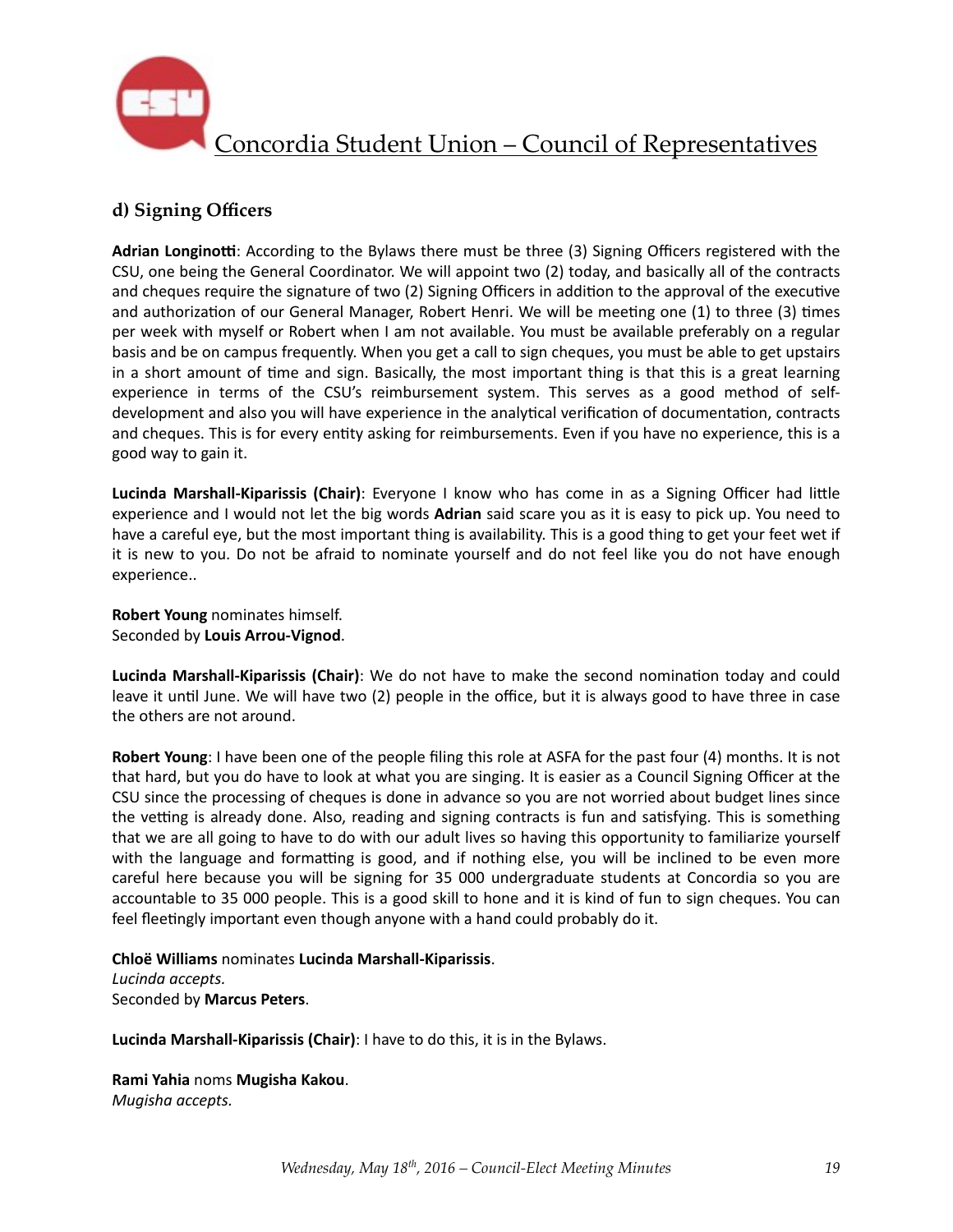### d) Signing Officers

**Adrian Longinotti**: According to the Bylaws there must be three (3) Signing Officers registered with the CSU, one being the General Coordinator. We will appoint two (2) today, and basically all of the contracts and cheques require the signature of two (2) Signing Officers in addition to the approval of the executive and authorization of our General Manager, Robert Henri. We will be meeting one (1) to three (3) times per week with myself or Robert when I am not available. You must be available preferably on a regular basis and be on campus frequently. When you get a call to sign cheques, you must be able to get upstairs in a short amount of time and sign. Basically, the most important thing is that this is a great learning experience in terms of the CSU's reimbursement system. This serves as a good method of self-development and also you will have experience in the analytical verification of documentation, contracts and cheques. This is for every entity asking for reimbursements. Even if you have no experience, this is a good way to gain it.

**Lucinda Marshall-Kiparissis (Chair)**: Everyone I know who has come in as a Signing Officer had little experience and I would not let the big words **Adrian** said scare you as it is easy to pick up. You need to have a careful eye, but the most important thing is availability. This is a good thing to get your feet wet if it is new to you. Do not be afraid to nominate yourself and do not feel like you do not have enough experience..

**Robert Young** nominates himself.
Seconded by **Louis Arrou-Vignod**.

**Lucinda Marshall-Kiparissis (Chair)**: We do not have to make the second nomination today and could leave it until June. We will have two (2) people in the office, but it is always good to have three in case the others are not around.

**Robert Young**: I have been one of the people filing this role at ASFA for the past four (4) months. It is not that hard, but you do have to look at what you are singing. It is easier as a Council Signing Officer at the CSU since the processing of cheques is done in advance so you are not worried about budget lines since the vetting is already done. Also, reading and signing contracts is fun and satisfying. This is something that we are all going to have to do with our adult lives so having this opportunity to familiarize yourself with the language and formatting is good, and if nothing else, you will be inclined to be even more careful here because you will be signing for 35 000 undergraduate students at Concordia so you are accountable to 35 000 people. This is a good skill to hone and it is kind of fun to sign cheques. You can feel fleetingly important even though anyone with a hand could probably do it.

**Chloë Williams** nominates **Lucinda Marshall-Kiparissis**.
*Lucinda accepts.*
Seconded by **Marcus Peters**.

**Lucinda Marshall-Kiparissis (Chair)**: I have to do this, it is in the Bylaws.

**Rami Yahia** noms **Mugisha Kakou**.
*Mugisha accepts.*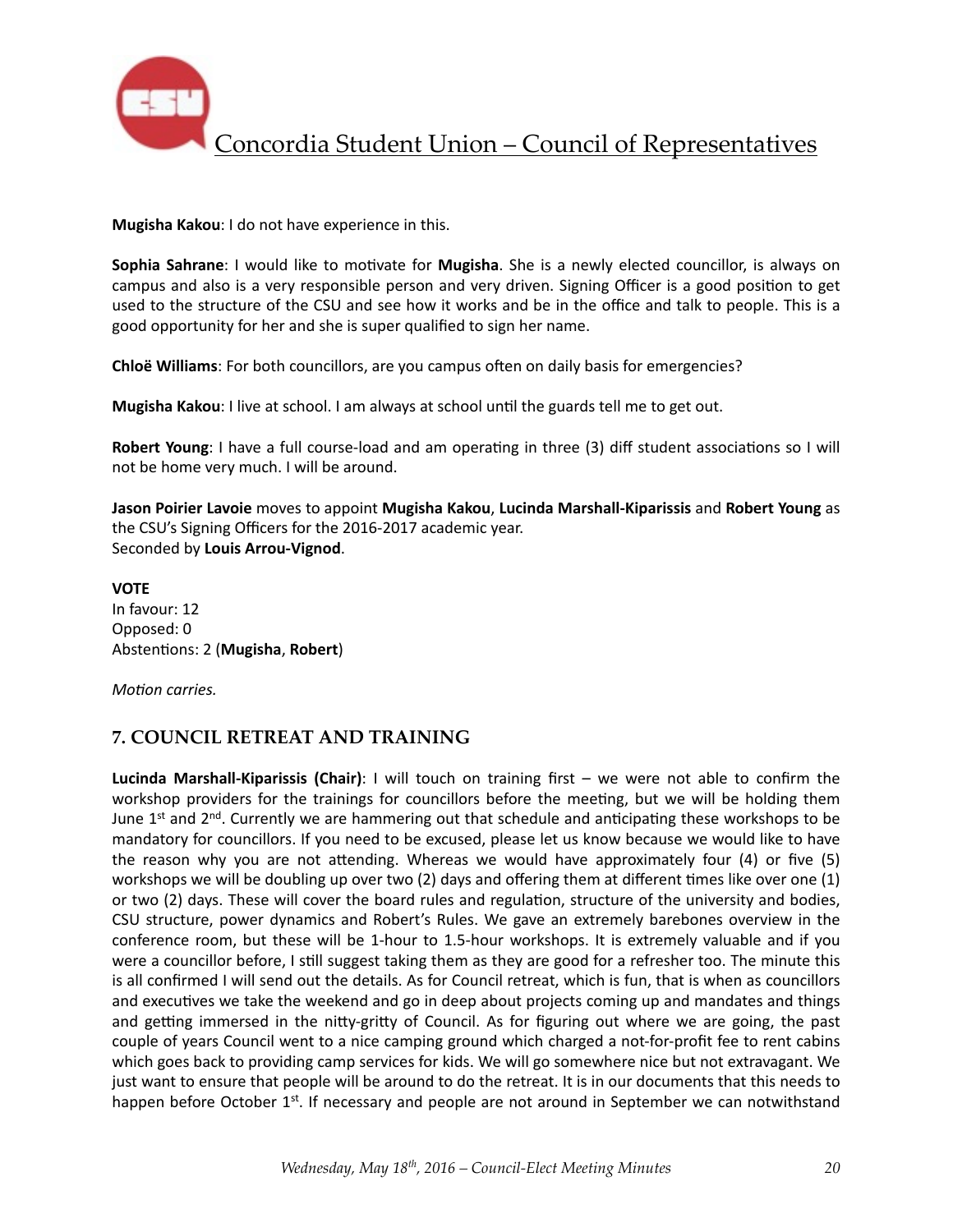**Mugisha Kakou**: I do not have experience in this.

**Sophia Sahrane**: I would like to motivate for **Mugisha**. She is a newly elected councillor, is always on campus and also is a very responsible person and very driven. Signing Officer is a good position to get used to the structure of the CSU and see how it works and be in the office and talk to people. This is a good opportunity for her and she is super qualified to sign her name.

**Chloë Williams**: For both councillors, are you campus often on daily basis for emergencies?

**Mugisha Kakou**: I live at school. I am always at school until the guards tell me to get out.

**Robert Young**: I have a full course-load and am operating in three (3) diff student associations so I will not be home very much. I will be around.

**Jason Poirier Lavoie** moves to appoint **Mugisha Kakou**, **Lucinda Marshall-Kiparissis** and **Robert Young** as the CSU's Signing Officers for the 2016-2017 academic year.
Seconded by **Louis Arrou-Vignod**.

**VOTE**
In favour: 12
Opposed: 0
Abstentions: 2 (**Mugisha**, **Robert**)

*Motion carries.*

## 7. COUNCIL RETREAT AND TRAINING

**Lucinda Marshall-Kiparissis (Chair)**: I will touch on training first – we were not able to confirm the workshop providers for the trainings for councillors before the meeting, but we will be holding them June 1st and 2nd. Currently we are hammering out that schedule and anticipating these workshops to be mandatory for councillors. If you need to be excused, please let us know because we would like to have the reason why you are not attending. Whereas we would have approximately four (4) or five (5) workshops we will be doubling up over two (2) days and offering them at different times like over one (1) or two (2) days. These will cover the board rules and regulation, structure of the university and bodies, CSU structure, power dynamics and Robert's Rules. We gave an extremely barebones overview in the conference room, but these will be 1-hour to 1.5-hour workshops. It is extremely valuable and if you were a councillor before, I still suggest taking them as they are good for a refresher too. The minute this is all confirmed I will send out the details. As for Council retreat, which is fun, that is when as councillors and executives we take the weekend and go in deep about projects coming up and mandates and things and getting immersed in the nitty-gritty of Council. As for figuring out where we are going, the past couple of years Council went to a nice camping ground which charged a not-for-profit fee to rent cabins which goes back to providing camp services for kids. We will go somewhere nice but not extravagant. We just want to ensure that people will be around to do the retreat. It is in our documents that this needs to happen before October 1st. If necessary and people are not around in September we can notwithstand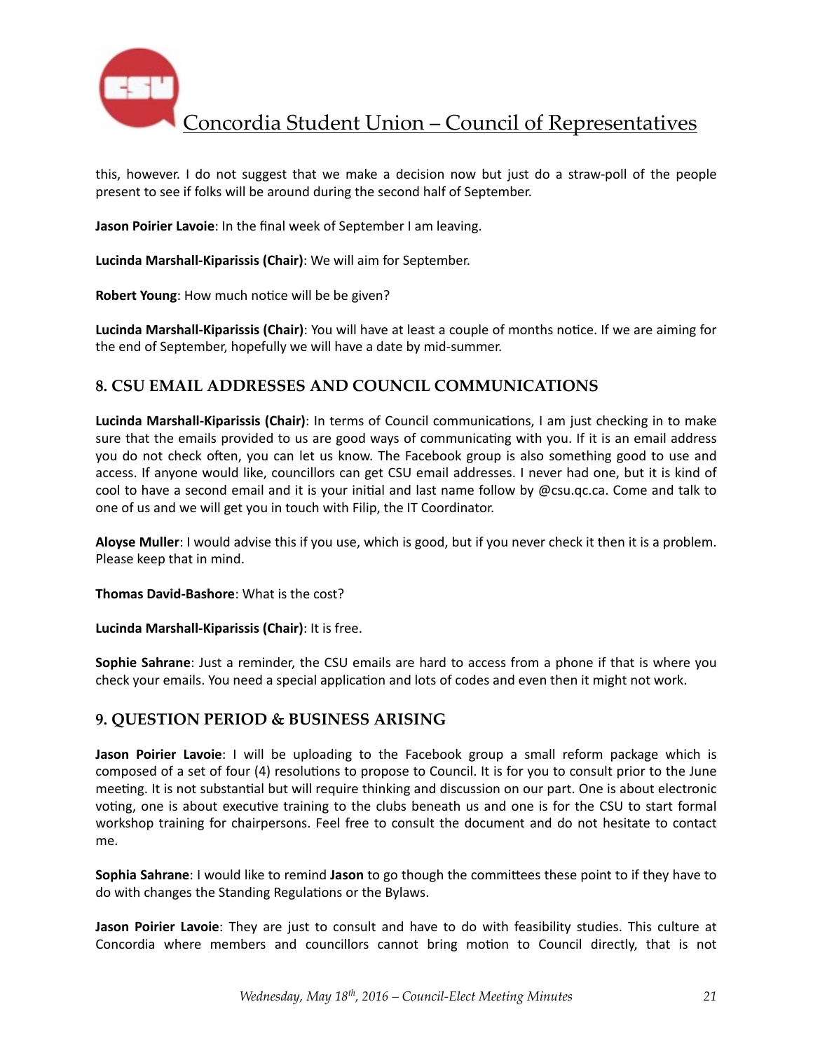this, however. I do not suggest that we make a decision now but just do a straw-poll of the people present to see if folks will be around during the second half of September.

**Jason Poirier Lavoie**: In the final week of September I am leaving.

**Lucinda Marshall-Kiparissis (Chair)**: We will aim for September.

**Robert Young**: How much notice will be be given?

**Lucinda Marshall-Kiparissis (Chair)**: You will have at least a couple of months notice. If we are aiming for the end of September, hopefully we will have a date by mid-summer.

## 8. CSU EMAIL ADDRESSES AND COUNCIL COMMUNICATIONS

**Lucinda Marshall-Kiparissis (Chair)**: In terms of Council communications, I am just checking in to make sure that the emails provided to us are good ways of communicating with you. If it is an email address you do not check often, you can let us know. The Facebook group is also something good to use and access. If anyone would like, councillors can get CSU email addresses. I never had one, but it is kind of cool to have a second email and it is your initial and last name follow by @csu.qc.ca. Come and talk to one of us and we will get you in touch with Filip, the IT Coordinator.

**Aloyse Muller**: I would advise this if you use, which is good, but if you never check it then it is a problem. Please keep that in mind.

**Thomas David-Bashore**: What is the cost?

**Lucinda Marshall-Kiparissis (Chair)**: It is free.

**Sophie Sahrane**: Just a reminder, the CSU emails are hard to access from a phone if that is where you check your emails. You need a special application and lots of codes and even then it might not work.

## 9. QUESTION PERIOD & BUSINESS ARISING

**Jason Poirier Lavoie**: I will be uploading to the Facebook group a small reform package which is composed of a set of four (4) resolutions to propose to Council. It is for you to consult prior to the June meeting. It is not substantial but will require thinking and discussion on our part. One is about electronic voting, one is about executive training to the clubs beneath us and one is for the CSU to start formal workshop training for chairpersons. Feel free to consult the document and do not hesitate to contact me.

**Sophia Sahrane**: I would like to remind **Jason** to go though the committees these point to if they have to do with changes the Standing Regulations or the Bylaws.

**Jason Poirier Lavoie**: They are just to consult and have to do with feasibility studies. This culture at Concordia where members and councillors cannot bring motion to Council directly, that is not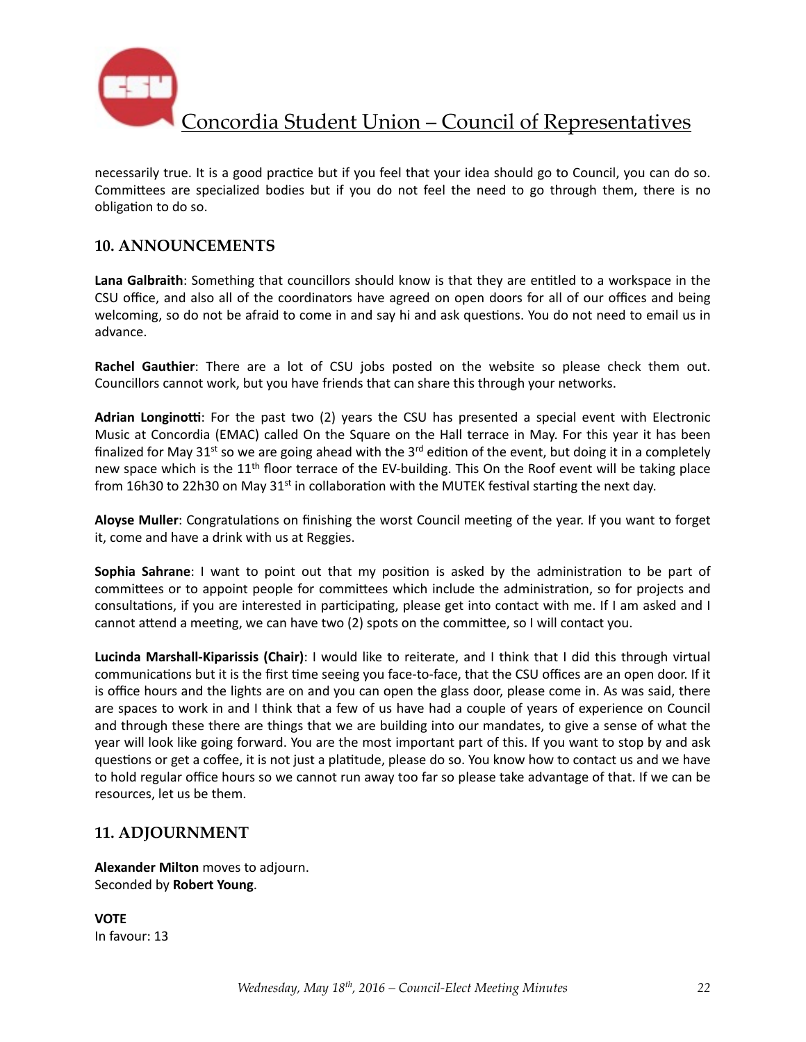necessarily true. It is a good practice but if you feel that your idea should go to Council, you can do so. Committees are specialized bodies but if you do not feel the need to go through them, there is no obligation to do so.

## 10. ANNOUNCEMENTS

**Lana Galbraith**: Something that councillors should know is that they are entitled to a workspace in the CSU office, and also all of the coordinators have agreed on open doors for all of our offices and being welcoming, so do not be afraid to come in and say hi and ask questions. You do not need to email us in advance.

**Rachel Gauthier**: There are a lot of CSU jobs posted on the website so please check them out. Councillors cannot work, but you have friends that can share this through your networks.

**Adrian Longinotti**: For the past two (2) years the CSU has presented a special event with Electronic Music at Concordia (EMAC) called On the Square on the Hall terrace in May. For this year it has been finalized for May 31st so we are going ahead with the 3rd edition of the event, but doing it in a completely new space which is the 11th floor terrace of the EV-building. This On the Roof event will be taking place from 16h30 to 22h30 on May 31st in collaboration with the MUTEK festival starting the next day.

**Aloyse Muller**: Congratulations on finishing the worst Council meeting of the year. If you want to forget it, come and have a drink with us at Reggies.

**Sophia Sahrane**: I want to point out that my position is asked by the administration to be part of committees or to appoint people for committees which include the administration, so for projects and consultations, if you are interested in participating, please get into contact with me. If I am asked and I cannot attend a meeting, we can have two (2) spots on the committee, so I will contact you.

**Lucinda Marshall-Kiparissis (Chair)**: I would like to reiterate, and I think that I did this through virtual communications but it is the first time seeing you face-to-face, that the CSU offices are an open door. If it is office hours and the lights are on and you can open the glass door, please come in. As was said, there are spaces to work in and I think that a few of us have had a couple of years of experience on Council and through these there are things that we are building into our mandates, to give a sense of what the year will look like going forward. You are the most important part of this. If you want to stop by and ask questions or get a coffee, it is not just a platitude, please do so. You know how to contact us and we have to hold regular office hours so we cannot run away too far so please take advantage of that. If we can be resources, let us be them.

## 11. ADJOURNMENT

**Alexander Milton** moves to adjourn.
Seconded by **Robert Young**.

**VOTE**
In favour: 13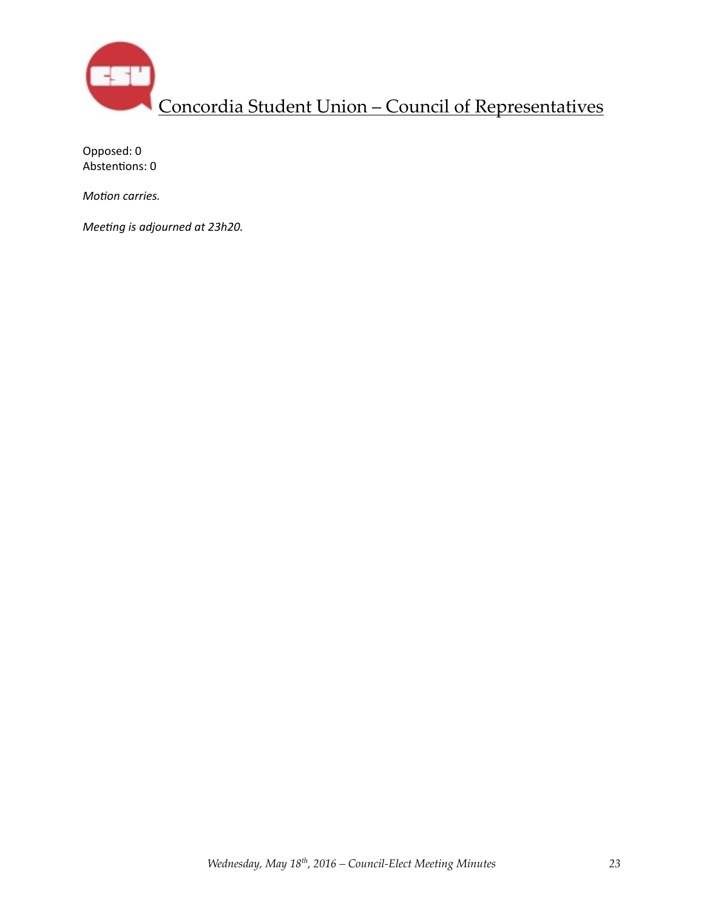Opposed: 0
Abstentions: 0

*Motion carries.*

*Meeting is adjourned at 23h20.*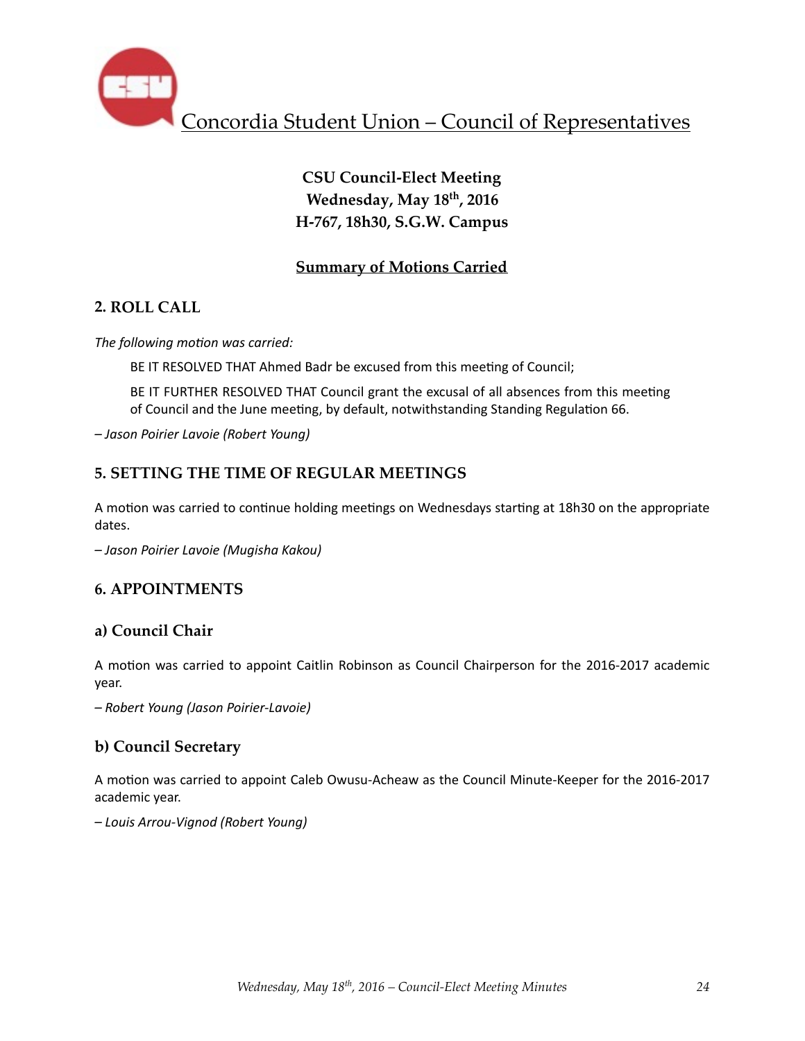# Concordia Student Union – Council of Representatives

**CSU Council-Elect Meeting**
**Wednesday, May 18th, 2016**
**H-767, 18h30, S.G.W. Campus**

## Summary of Motions Carried

### 2. ROLL CALL

*The following motion was carried:*

> BE IT RESOLVED THAT Ahmed Badr be excused from this meeting of Council;
>
> BE IT FURTHER RESOLVED THAT Council grant the excusal of all absences from this meeting of Council and the June meeting, by default, notwithstanding Standing Regulation 66.

*– Jason Poirier Lavoie (Robert Young)*

### 5. SETTING THE TIME OF REGULAR MEETINGS

A motion was carried to continue holding meetings on Wednesdays starting at 18h30 on the appropriate dates.

*– Jason Poirier Lavoie (Mugisha Kakou)*

### 6. APPOINTMENTS

#### a) Council Chair

A motion was carried to appoint Caitlin Robinson as Council Chairperson for the 2016-2017 academic year.

*– Robert Young (Jason Poirier-Lavoie)*

#### b) Council Secretary

A motion was carried to appoint Caleb Owusu-Acheaw as the Council Minute-Keeper for the 2016-2017 academic year.

*– Louis Arrou-Vignod (Robert Young)*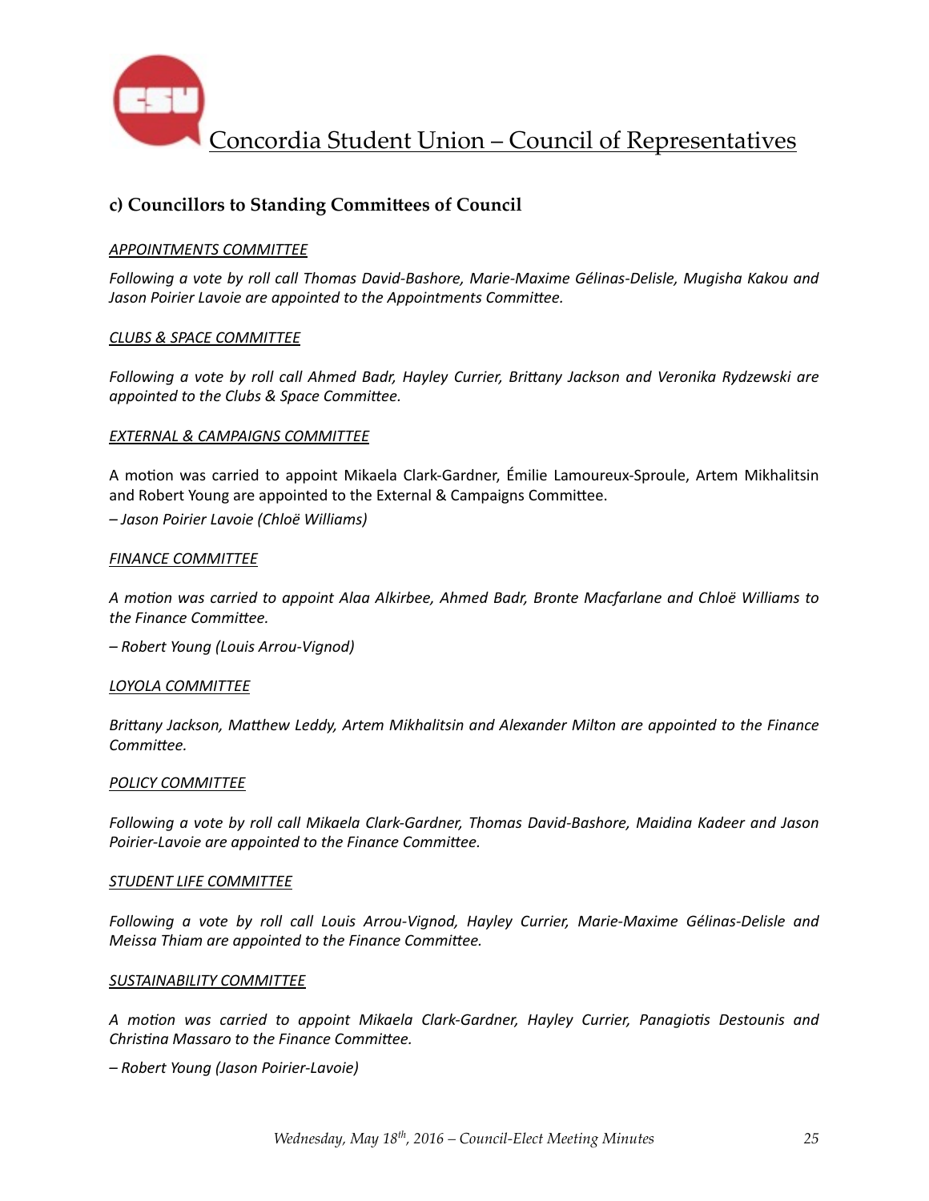### c) Councillors to Standing Committees of Council

<u>*APPOINTMENTS COMMITTEE*</u>

*Following a vote by roll call Thomas David-Bashore, Marie-Maxime Gélinas-Delisle, Mugisha Kakou and Jason Poirier Lavoie are appointed to the Appointments Committee.*

<u>*CLUBS & SPACE COMMITTEE*</u>

*Following a vote by roll call Ahmed Badr, Hayley Currier, Brittany Jackson and Veronika Rydzewski are appointed to the Clubs & Space Committee.*

<u>*EXTERNAL & CAMPAIGNS COMMITTEE*</u>

A motion was carried to appoint Mikaela Clark-Gardner, Émilie Lamoureux-Sproule, Artem Mikhalitsin and Robert Young are appointed to the External & Campaigns Committee.

*– Jason Poirier Lavoie (Chloë Williams)*

<u>*FINANCE COMMITTEE*</u>

*A motion was carried to appoint Alaa Alkirbee, Ahmed Badr, Bronte Macfarlane and Chloë Williams to the Finance Committee.*

*– Robert Young (Louis Arrou-Vignod)*

<u>*LOYOLA COMMITTEE*</u>

*Brittany Jackson, Matthew Leddy, Artem Mikhalitsin and Alexander Milton are appointed to the Finance Committee.*

<u>*POLICY COMMITTEE*</u>

*Following a vote by roll call Mikaela Clark-Gardner, Thomas David-Bashore, Maidina Kadeer and Jason Poirier-Lavoie are appointed to the Finance Committee.*

<u>*STUDENT LIFE COMMITTEE*</u>

*Following a vote by roll call Louis Arrou-Vignod, Hayley Currier, Marie-Maxime Gélinas-Delisle and Meissa Thiam are appointed to the Finance Committee.*

<u>*SUSTAINABILITY COMMITTEE*</u>

*A motion was carried to appoint Mikaela Clark-Gardner, Hayley Currier, Panagiotis Destounis and Christina Massaro to the Finance Committee.*

*– Robert Young (Jason Poirier-Lavoie)*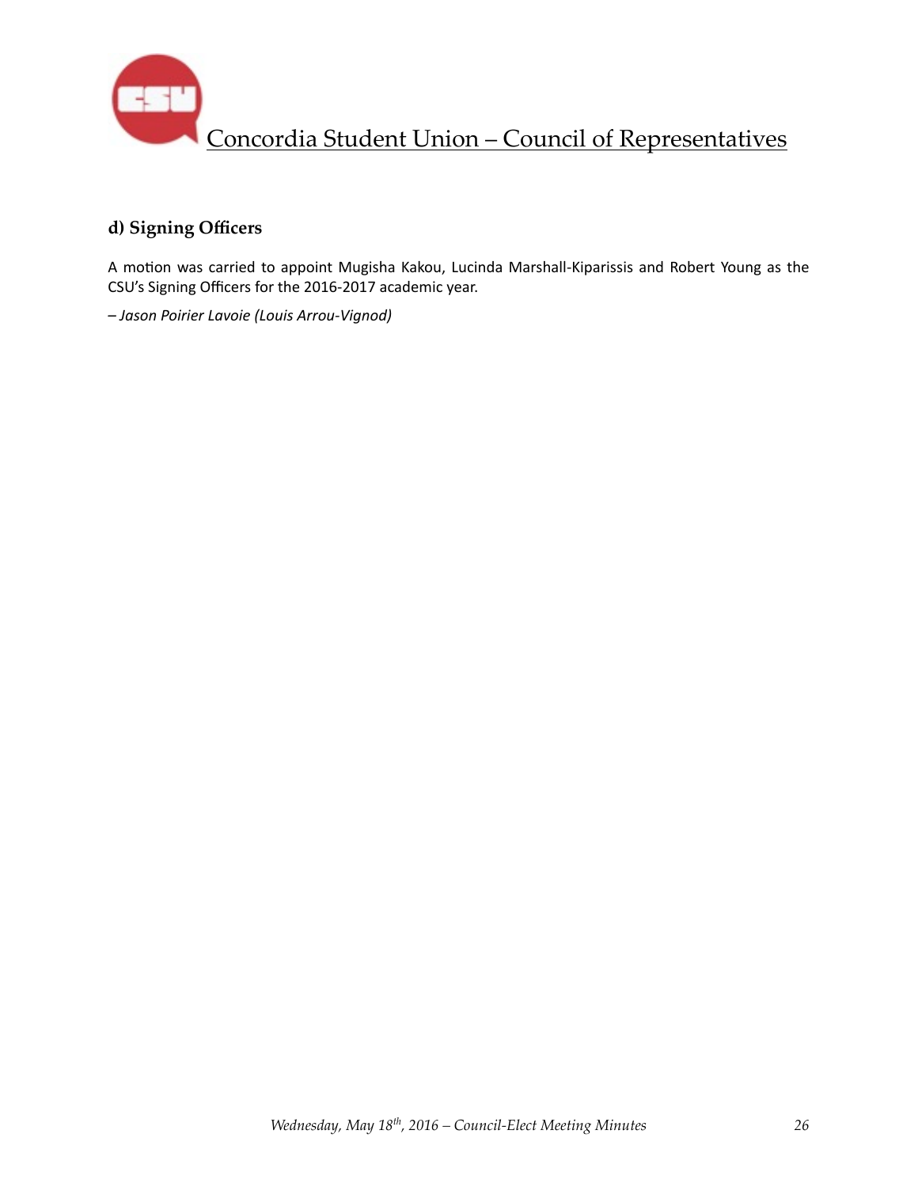### d) Signing Officers

A motion was carried to appoint Mugisha Kakou, Lucinda Marshall-Kiparissis and Robert Young as the CSU's Signing Officers for the 2016-2017 academic year.

*– Jason Poirier Lavoie (Louis Arrou-Vignod)*